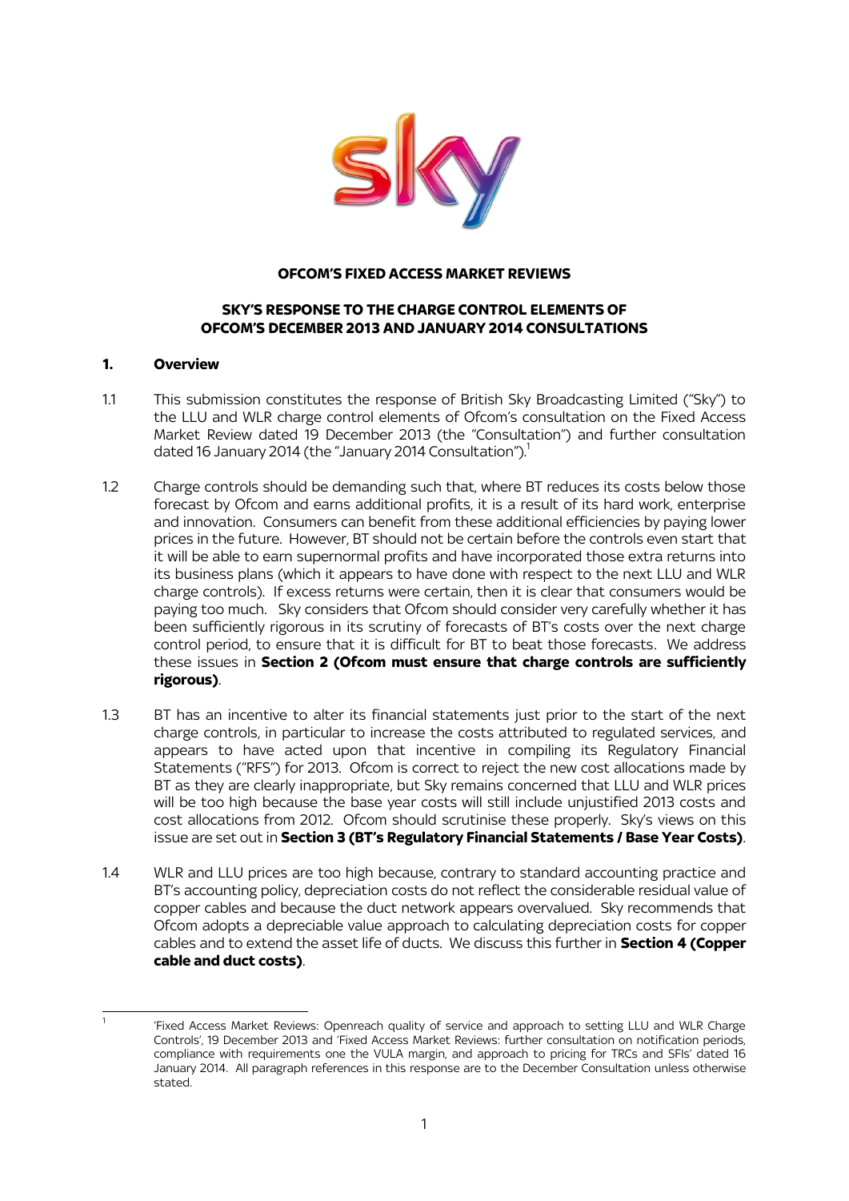**OFCOM'S FIXED ACCESS MARKET REVIEWS**

**SKY'S RESPONSE TO THE CHARGE CONTROL ELEMENTS OF OFCOM'S DECEMBER 2013 AND JANUARY 2014 CONSULTATIONS**

## 1. Overview

1.1 This submission constitutes the response of British Sky Broadcasting Limited ("Sky") to the LLU and WLR charge control elements of Ofcom's consultation on the Fixed Access Market Review dated 19 December 2013 (the "Consultation") and further consultation dated 16 January 2014 (the "January 2014 Consultation").[1]

1.2 Charge controls should be demanding such that, where BT reduces its costs below those forecast by Ofcom and earns additional profits, it is a result of its hard work, enterprise and innovation. Consumers can benefit from these additional efficiencies by paying lower prices in the future. However, BT should not be certain before the controls even start that it will be able to earn supernormal profits and have incorporated those extra returns into its business plans (which it appears to have done with respect to the next LLU and WLR charge controls). If excess returns were certain, then it is clear that consumers would be paying too much. Sky considers that Ofcom should consider very carefully whether it has been sufficiently rigorous in its scrutiny of forecasts of BT's costs over the next charge control period, to ensure that it is difficult for BT to beat those forecasts. We address these issues in **Section 2 (Ofcom must ensure that charge controls are sufficiently rigorous)**.

1.3 BT has an incentive to alter its financial statements just prior to the start of the next charge controls, in particular to increase the costs attributed to regulated services, and appears to have acted upon that incentive in compiling its Regulatory Financial Statements ("RFS") for 2013. Ofcom is correct to reject the new cost allocations made by BT as they are clearly inappropriate, but Sky remains concerned that LLU and WLR prices will be too high because the base year costs will still include unjustified 2013 costs and cost allocations from 2012. Ofcom should scrutinise these properly. Sky's views on this issue are set out in **Section 3 (BT's Regulatory Financial Statements / Base Year Costs)**.

1.4 WLR and LLU prices are too high because, contrary to standard accounting practice and BT's accounting policy, depreciation costs do not reflect the considerable residual value of copper cables and because the duct network appears overvalued. Sky recommends that Ofcom adopts a depreciable value approach to calculating depreciation costs for copper cables and to extend the asset life of ducts. We discuss this further in **Section 4 (Copper cable and duct costs)**.

---

[1] 'Fixed Access Market Reviews: Openreach quality of service and approach to setting LLU and WLR Charge Controls', 19 December 2013 and 'Fixed Access Market Reviews: further consultation on notification periods, compliance with requirements one the VULA margin, and approach to pricing for TRCs and SFIs' dated 16 January 2014. All paragraph references in this response are to the December Consultation unless otherwise stated.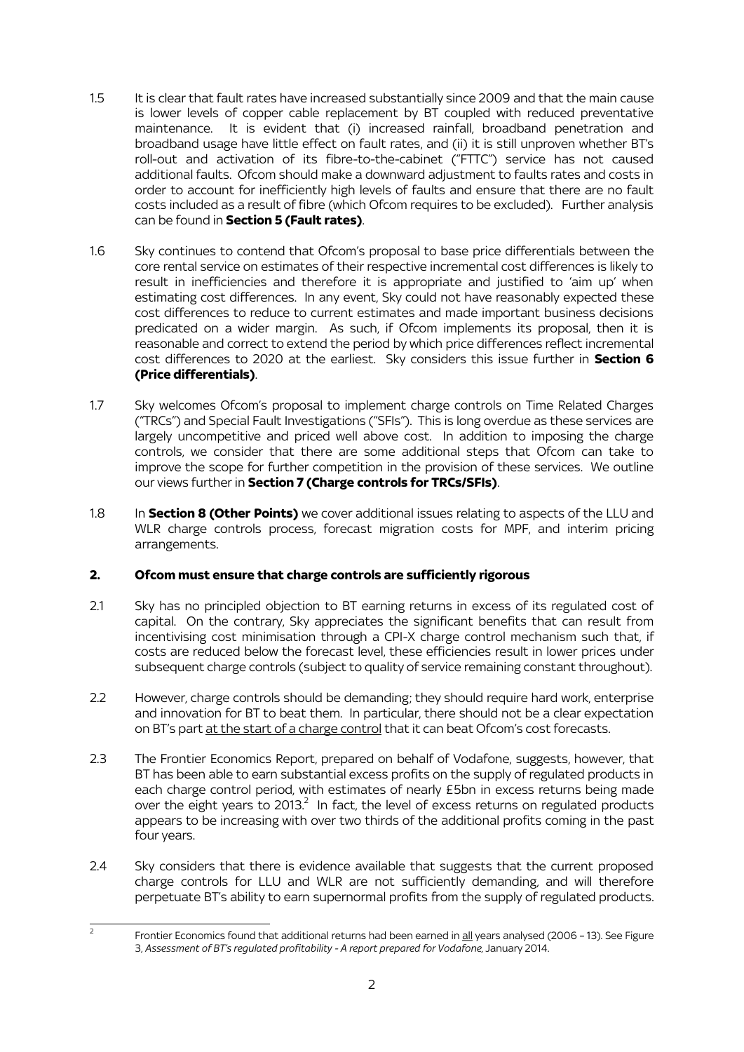1.5 It is clear that fault rates have increased substantially since 2009 and that the main cause is lower levels of copper cable replacement by BT coupled with reduced preventative maintenance. It is evident that (i) increased rainfall, broadband penetration and broadband usage have little effect on fault rates, and (ii) it is still unproven whether BT's roll-out and activation of its fibre-to-the-cabinet ("FTTC") service has not caused additional faults. Ofcom should make a downward adjustment to faults rates and costs in order to account for inefficiently high levels of faults and ensure that there are no fault costs included as a result of fibre (which Ofcom requires to be excluded). Further analysis can be found in **Section 5 (Fault rates)**.

1.6 Sky continues to contend that Ofcom's proposal to base price differentials between the core rental service on estimates of their respective incremental cost differences is likely to result in inefficiencies and therefore it is appropriate and justified to 'aim up' when estimating cost differences. In any event, Sky could not have reasonably expected these cost differences to reduce to current estimates and made important business decisions predicated on a wider margin. As such, if Ofcom implements its proposal, then it is reasonable and correct to extend the period by which price differences reflect incremental cost differences to 2020 at the earliest. Sky considers this issue further in **Section 6 (Price differentials)**.

1.7 Sky welcomes Ofcom's proposal to implement charge controls on Time Related Charges ("TRCs") and Special Fault Investigations ("SFIs"). This is long overdue as these services are largely uncompetitive and priced well above cost. In addition to imposing the charge controls, we consider that there are some additional steps that Ofcom can take to improve the scope for further competition in the provision of these services. We outline our views further in **Section 7 (Charge controls for TRCs/SFIs)**.

1.8 In **Section 8 (Other Points)** we cover additional issues relating to aspects of the LLU and WLR charge controls process, forecast migration costs for MPF, and interim pricing arrangements.

## 2. Ofcom must ensure that charge controls are sufficiently rigorous

2.1 Sky has no principled objection to BT earning returns in excess of its regulated cost of capital. On the contrary, Sky appreciates the significant benefits that can result from incentivising cost minimisation through a CPI-X charge control mechanism such that, if costs are reduced below the forecast level, these efficiencies result in lower prices under subsequent charge controls (subject to quality of service remaining constant throughout).

2.2 However, charge controls should be demanding; they should require hard work, enterprise and innovation for BT to beat them. In particular, there should not be a clear expectation on BT's part at the start of a charge control that it can beat Ofcom's cost forecasts.

2.3 The Frontier Economics Report, prepared on behalf of Vodafone, suggests, however, that BT has been able to earn substantial excess profits on the supply of regulated products in each charge control period, with estimates of nearly £5bn in excess returns being made over the eight years to 2013.[2] In fact, the level of excess returns on regulated products appears to be increasing with over two thirds of the additional profits coming in the past four years.

2.4 Sky considers that there is evidence available that suggests that the current proposed charge controls for LLU and WLR are not sufficiently demanding, and will therefore perpetuate BT's ability to earn supernormal profits from the supply of regulated products.

[2] Frontier Economics found that additional returns had been earned in all years analysed (2006 – 13). See Figure 3, *Assessment of BT's regulated profitability - A report prepared for Vodafone*, January 2014.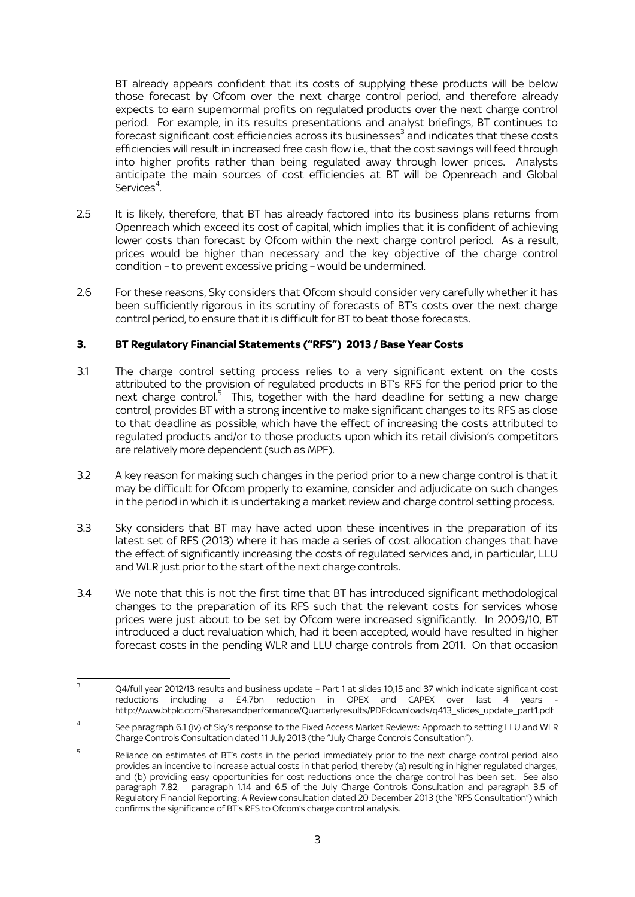BT already appears confident that its costs of supplying these products will be below those forecast by Ofcom over the next charge control period, and therefore already expects to earn supernormal profits on regulated products over the next charge control period. For example, in its results presentations and analyst briefings, BT continues to forecast significant cost efficiencies across its businesses[3] and indicates that these costs efficiencies will result in increased free cash flow i.e., that the cost savings will feed through into higher profits rather than being regulated away through lower prices. Analysts anticipate the main sources of cost efficiencies at BT will be Openreach and Global Services[4].

2.5 It is likely, therefore, that BT has already factored into its business plans returns from Openreach which exceed its cost of capital, which implies that it is confident of achieving lower costs than forecast by Ofcom within the next charge control period. As a result, prices would be higher than necessary and the key objective of the charge control condition – to prevent excessive pricing – would be undermined.

2.6 For these reasons, Sky considers that Ofcom should consider very carefully whether it has been sufficiently rigorous in its scrutiny of forecasts of BT's costs over the next charge control period, to ensure that it is difficult for BT to beat those forecasts.

## 3. BT Regulatory Financial Statements ("RFS") 2013 / Base Year Costs

3.1 The charge control setting process relies to a very significant extent on the costs attributed to the provision of regulated products in BT's RFS for the period prior to the next charge control.[5] This, together with the hard deadline for setting a new charge control, provides BT with a strong incentive to make significant changes to its RFS as close to that deadline as possible, which have the effect of increasing the costs attributed to regulated products and/or to those products upon which its retail division's competitors are relatively more dependent (such as MPF).

3.2 A key reason for making such changes in the period prior to a new charge control is that it may be difficult for Ofcom properly to examine, consider and adjudicate on such changes in the period in which it is undertaking a market review and charge control setting process.

3.3 Sky considers that BT may have acted upon these incentives in the preparation of its latest set of RFS (2013) where it has made a series of cost allocation changes that have the effect of significantly increasing the costs of regulated services and, in particular, LLU and WLR just prior to the start of the next charge controls.

3.4 We note that this is not the first time that BT has introduced significant methodological changes to the preparation of its RFS such that the relevant costs for services whose prices were just about to be set by Ofcom were increased significantly. In 2009/10, BT introduced a duct revaluation which, had it been accepted, would have resulted in higher forecast costs in the pending WLR and LLU charge controls from 2011. On that occasion

---

[3] Q4/full year 2012/13 results and business update – Part 1 at slides 10,15 and 37 which indicate significant cost reductions including a £4.7bn reduction in OPEX and CAPEX over last 4 years - http://www.btplc.com/Sharesandperformance/Quarterlyresults/PDFdownloads/q413_slides_update_part1.pdf

[4] See paragraph 6.1 (iv) of Sky's response to the Fixed Access Market Reviews: Approach to setting LLU and WLR Charge Controls Consultation dated 11 July 2013 (the "July Charge Controls Consultation").

[5] Reliance on estimates of BT's costs in the period immediately prior to the next charge control period also provides an incentive to increase actual costs in that period, thereby (a) resulting in higher regulated charges, and (b) providing easy opportunities for cost reductions once the charge control has been set. See also paragraph 7.82, paragraph 1.14 and 6.5 of the July Charge Controls Consultation and paragraph 3.5 of Regulatory Financial Reporting: A Review consultation dated 20 December 2013 (the "RFS Consultation") which confirms the significance of BT's RFS to Ofcom's charge control analysis.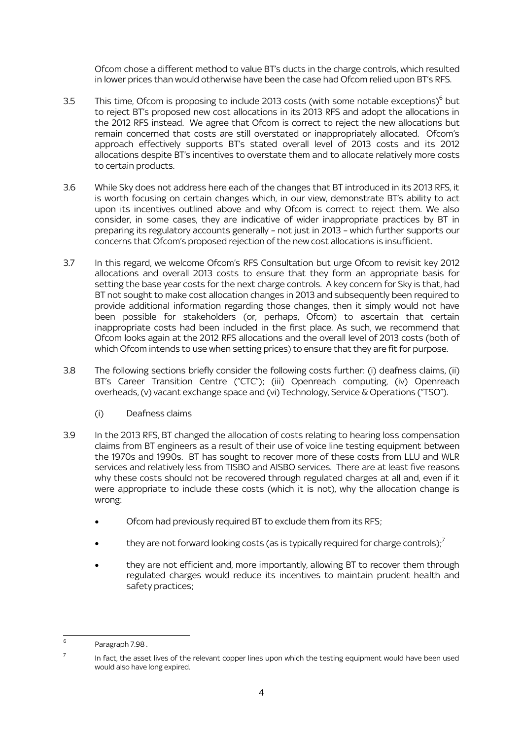Ofcom chose a different method to value BT's ducts in the charge controls, which resulted in lower prices than would otherwise have been the case had Ofcom relied upon BT's RFS.

3.5 This time, Ofcom is proposing to include 2013 costs (with some notable exceptions)[6] but to reject BT's proposed new cost allocations in its 2013 RFS and adopt the allocations in the 2012 RFS instead. We agree that Ofcom is correct to reject the new allocations but remain concerned that costs are still overstated or inappropriately allocated. Ofcom's approach effectively supports BT's stated overall level of 2013 costs and its 2012 allocations despite BT's incentives to overstate them and to allocate relatively more costs to certain products.

3.6 While Sky does not address here each of the changes that BT introduced in its 2013 RFS, it is worth focusing on certain changes which, in our view, demonstrate BT's ability to act upon its incentives outlined above and why Ofcom is correct to reject them. We also consider, in some cases, they are indicative of wider inappropriate practices by BT in preparing its regulatory accounts generally – not just in 2013 – which further supports our concerns that Ofcom's proposed rejection of the new cost allocations is insufficient.

3.7 In this regard, we welcome Ofcom's RFS Consultation but urge Ofcom to revisit key 2012 allocations and overall 2013 costs to ensure that they form an appropriate basis for setting the base year costs for the next charge controls. A key concern for Sky is that, had BT not sought to make cost allocation changes in 2013 and subsequently been required to provide additional information regarding those changes, then it simply would not have been possible for stakeholders (or, perhaps, Ofcom) to ascertain that certain inappropriate costs had been included in the first place. As such, we recommend that Ofcom looks again at the 2012 RFS allocations and the overall level of 2013 costs (both of which Ofcom intends to use when setting prices) to ensure that they are fit for purpose.

3.8 The following sections briefly consider the following costs further: (i) deafness claims, (ii) BT's Career Transition Centre ("CTC"); (iii) Openreach computing, (iv) Openreach overheads, (v) vacant exchange space and (vi) Technology, Service & Operations ("TSO").

(i) Deafness claims

3.9 In the 2013 RFS, BT changed the allocation of costs relating to hearing loss compensation claims from BT engineers as a result of their use of voice line testing equipment between the 1970s and 1990s. BT has sought to recover more of these costs from LLU and WLR services and relatively less from TISBO and AISBO services. There are at least five reasons why these costs should not be recovered through regulated charges at all and, even if it were appropriate to include these costs (which it is not), why the allocation change is wrong:

- Ofcom had previously required BT to exclude them from its RFS;
- they are not forward looking costs (as is typically required for charge controls);[7]
- they are not efficient and, more importantly, allowing BT to recover them through regulated charges would reduce its incentives to maintain prudent health and safety practices;

---

[6] Paragraph 7.98 .

[7] In fact, the asset lives of the relevant copper lines upon which the testing equipment would have been used would also have long expired.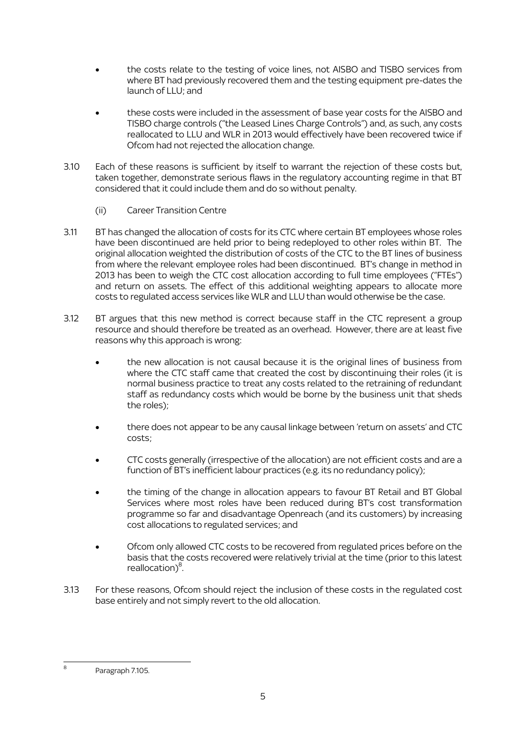- the costs relate to the testing of voice lines, not AISBO and TISBO services from where BT had previously recovered them and the testing equipment pre-dates the launch of LLU; and
- these costs were included in the assessment of base year costs for the AISBO and TISBO charge controls ("the Leased Lines Charge Controls") and, as such, any costs reallocated to LLU and WLR in 2013 would effectively have been recovered twice if Ofcom had not rejected the allocation change.

3.10 Each of these reasons is sufficient by itself to warrant the rejection of these costs but, taken together, demonstrate serious flaws in the regulatory accounting regime in that BT considered that it could include them and do so without penalty.

(ii) Career Transition Centre

3.11 BT has changed the allocation of costs for its CTC where certain BT employees whose roles have been discontinued are held prior to being redeployed to other roles within BT. The original allocation weighted the distribution of costs of the CTC to the BT lines of business from where the relevant employee roles had been discontinued. BT's change in method in 2013 has been to weigh the CTC cost allocation according to full time employees ("FTEs") and return on assets. The effect of this additional weighting appears to allocate more costs to regulated access services like WLR and LLU than would otherwise be the case.

3.12 BT argues that this new method is correct because staff in the CTC represent a group resource and should therefore be treated as an overhead. However, there are at least five reasons why this approach is wrong:

- the new allocation is not causal because it is the original lines of business from where the CTC staff came that created the cost by discontinuing their roles (it is normal business practice to treat any costs related to the retraining of redundant staff as redundancy costs which would be borne by the business unit that sheds the roles);
- there does not appear to be any causal linkage between 'return on assets' and CTC costs;
- CTC costs generally (irrespective of the allocation) are not efficient costs and are a function of BT's inefficient labour practices (e.g. its no redundancy policy);
- the timing of the change in allocation appears to favour BT Retail and BT Global Services where most roles have been reduced during BT's cost transformation programme so far and disadvantage Openreach (and its customers) by increasing cost allocations to regulated services; and
- Ofcom only allowed CTC costs to be recovered from regulated prices before on the basis that the costs recovered were relatively trivial at the time (prior to this latest reallocation)[8].

3.13 For these reasons, Ofcom should reject the inclusion of these costs in the regulated cost base entirely and not simply revert to the old allocation.

---

[8] Paragraph 7.105.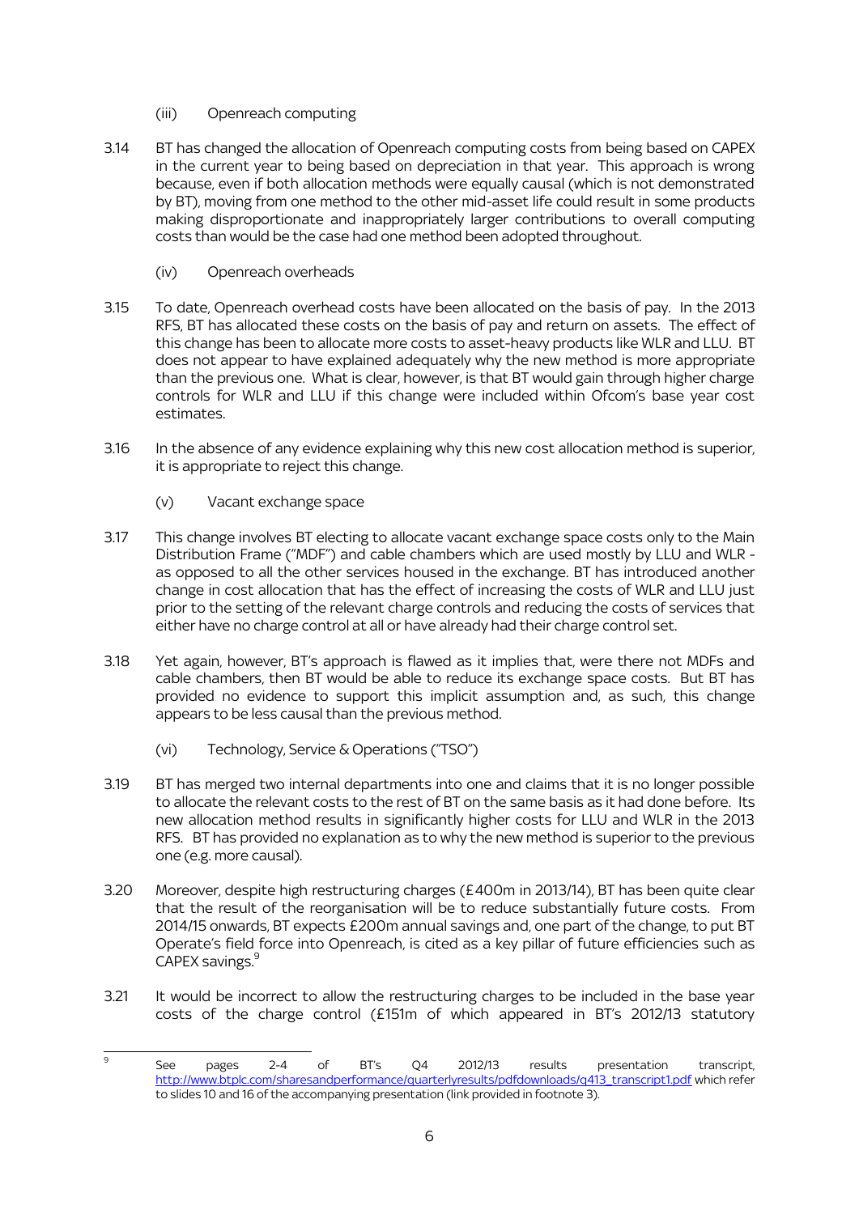(iii) Openreach computing

3.14 BT has changed the allocation of Openreach computing costs from being based on CAPEX in the current year to being based on depreciation in that year. This approach is wrong because, even if both allocation methods were equally causal (which is not demonstrated by BT), moving from one method to the other mid-asset life could result in some products making disproportionate and inappropriately larger contributions to overall computing costs than would be the case had one method been adopted throughout.

(iv) Openreach overheads

3.15 To date, Openreach overhead costs have been allocated on the basis of pay. In the 2013 RFS, BT has allocated these costs on the basis of pay and return on assets. The effect of this change has been to allocate more costs to asset-heavy products like WLR and LLU. BT does not appear to have explained adequately why the new method is more appropriate than the previous one. What is clear, however, is that BT would gain through higher charge controls for WLR and LLU if this change were included within Ofcom's base year cost estimates.

3.16 In the absence of any evidence explaining why this new cost allocation method is superior, it is appropriate to reject this change.

(v) Vacant exchange space

3.17 This change involves BT electing to allocate vacant exchange space costs only to the Main Distribution Frame ("MDF") and cable chambers which are used mostly by LLU and WLR - as opposed to all the other services housed in the exchange. BT has introduced another change in cost allocation that has the effect of increasing the costs of WLR and LLU just prior to the setting of the relevant charge controls and reducing the costs of services that either have no charge control at all or have already had their charge control set.

3.18 Yet again, however, BT's approach is flawed as it implies that, were there not MDFs and cable chambers, then BT would be able to reduce its exchange space costs. But BT has provided no evidence to support this implicit assumption and, as such, this change appears to be less causal than the previous method.

(vi) Technology, Service & Operations ("TSO")

3.19 BT has merged two internal departments into one and claims that it is no longer possible to allocate the relevant costs to the rest of BT on the same basis as it had done before. Its new allocation method results in significantly higher costs for LLU and WLR in the 2013 RFS. BT has provided no explanation as to why the new method is superior to the previous one (e.g. more causal).

3.20 Moreover, despite high restructuring charges (£400m in 2013/14), BT has been quite clear that the result of the reorganisation will be to reduce substantially future costs. From 2014/15 onwards, BT expects £200m annual savings and, one part of the change, to put BT Operate's field force into Openreach, is cited as a key pillar of future efficiencies such as CAPEX savings.[9]

3.21 It would be incorrect to allow the restructuring charges to be included in the base year costs of the charge control (£151m of which appeared in BT's 2012/13 statutory

---

[9] See pages 2-4 of BT's Q4 2012/13 results presentation transcript, http://www.btplc.com/sharesandperformance/quarterlyresults/pdfdownloads/q413_transcript1.pdf which refer to slides 10 and 16 of the accompanying presentation (link provided in footnote 3).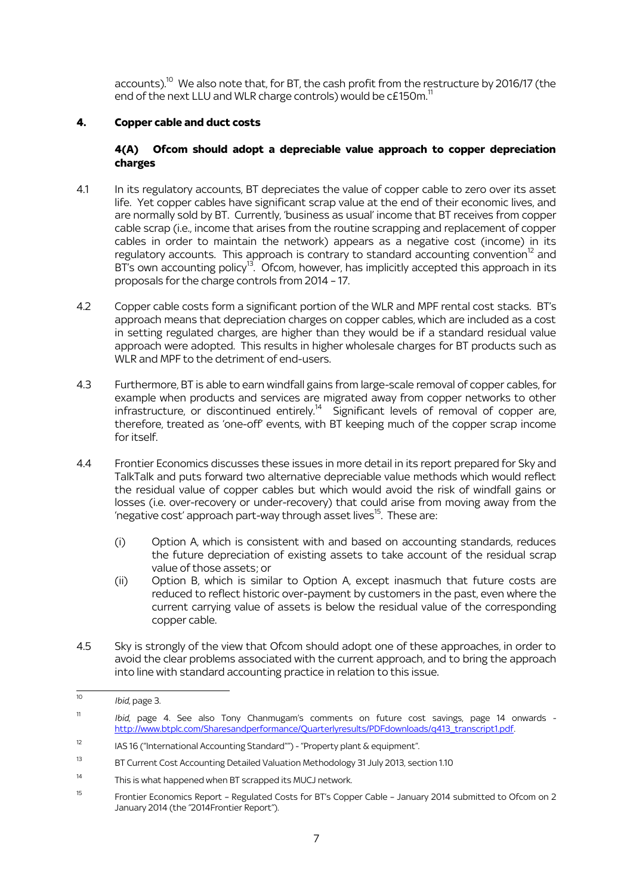accounts).[10] We also note that, for BT, the cash profit from the restructure by 2016/17 (the end of the next LLU and WLR charge controls) would be c£150m.[11]

## 4. Copper cable and duct costs

### 4(A) Ofcom should adopt a depreciable value approach to copper depreciation charges

4.1 In its regulatory accounts, BT depreciates the value of copper cable to zero over its asset life. Yet copper cables have significant scrap value at the end of their economic lives, and are normally sold by BT. Currently, 'business as usual' income that BT receives from copper cable scrap (i.e., income that arises from the routine scrapping and replacement of copper cables in order to maintain the network) appears as a negative cost (income) in its regulatory accounts. This approach is contrary to standard accounting convention[12] and BT's own accounting policy[13]. Ofcom, however, has implicitly accepted this approach in its proposals for the charge controls from 2014 – 17.

4.2 Copper cable costs form a significant portion of the WLR and MPF rental cost stacks. BT's approach means that depreciation charges on copper cables, which are included as a cost in setting regulated charges, are higher than they would be if a standard residual value approach were adopted. This results in higher wholesale charges for BT products such as WLR and MPF to the detriment of end-users.

4.3 Furthermore, BT is able to earn windfall gains from large-scale removal of copper cables, for example when products and services are migrated away from copper networks to other infrastructure, or discontinued entirely.[14] Significant levels of removal of copper are, therefore, treated as 'one-off' events, with BT keeping much of the copper scrap income for itself.

4.4 Frontier Economics discusses these issues in more detail in its report prepared for Sky and TalkTalk and puts forward two alternative depreciable value methods which would reflect the residual value of copper cables but which would avoid the risk of windfall gains or losses (i.e. over-recovery or under-recovery) that could arise from moving away from the 'negative cost' approach part-way through asset lives[15]. These are:

(i) Option A, which is consistent with and based on accounting standards, reduces the future depreciation of existing assets to take account of the residual scrap value of those assets; or

(ii) Option B, which is similar to Option A, except inasmuch that future costs are reduced to reflect historic over-payment by customers in the past, even where the current carrying value of assets is below the residual value of the corresponding copper cable.

4.5 Sky is strongly of the view that Ofcom should adopt one of these approaches, in order to avoid the clear problems associated with the current approach, and to bring the approach into line with standard accounting practice in relation to this issue.

---

[10] *Ibid*, page 3.

[11] *Ibid*, page 4. See also Tony Chanmugam's comments on future cost savings, page 14 onwards - http://www.btplc.com/Sharesandperformance/Quarterlyresults/PDFdownloads/q413_transcript1.pdf.

[12] IAS 16 ("International Accounting Standard"") - "Property plant & equipment".

[13] BT Current Cost Accounting Detailed Valuation Methodology 31 July 2013, section 1.10

[14] This is what happened when BT scrapped its MUCJ network.

[15] Frontier Economics Report – Regulated Costs for BT's Copper Cable – January 2014 submitted to Ofcom on 2 January 2014 (the "2014Frontier Report").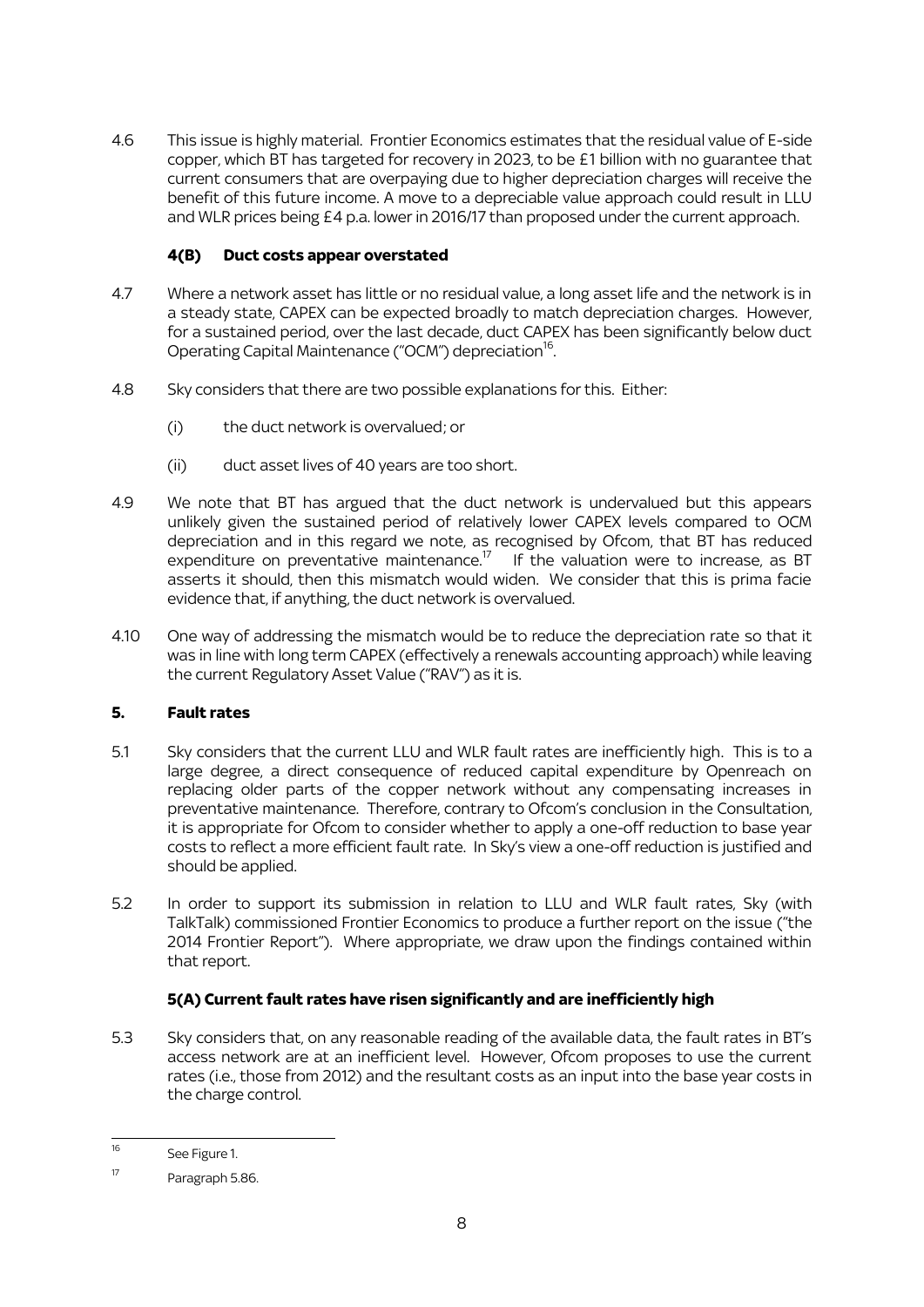4.6 This issue is highly material. Frontier Economics estimates that the residual value of E-side copper, which BT has targeted for recovery in 2023, to be £1 billion with no guarantee that current consumers that are overpaying due to higher depreciation charges will receive the benefit of this future income. A move to a depreciable value approach could result in LLU and WLR prices being £4 p.a. lower in 2016/17 than proposed under the current approach.

### 4(B) Duct costs appear overstated

4.7 Where a network asset has little or no residual value, a long asset life and the network is in a steady state, CAPEX can be expected broadly to match depreciation charges. However, for a sustained period, over the last decade, duct CAPEX has been significantly below duct Operating Capital Maintenance ("OCM") depreciation[16].

4.8 Sky considers that there are two possible explanations for this. Either:

(i) the duct network is overvalued; or

(ii) duct asset lives of 40 years are too short.

4.9 We note that BT has argued that the duct network is undervalued but this appears unlikely given the sustained period of relatively lower CAPEX levels compared to OCM depreciation and in this regard we note, as recognised by Ofcom, that BT has reduced expenditure on preventative maintenance.[17] If the valuation were to increase, as BT asserts it should, then this mismatch would widen. We consider that this is prima facie evidence that, if anything, the duct network is overvalued.

4.10 One way of addressing the mismatch would be to reduce the depreciation rate so that it was in line with long term CAPEX (effectively a renewals accounting approach) while leaving the current Regulatory Asset Value ("RAV") as it is.

## 5. Fault rates

5.1 Sky considers that the current LLU and WLR fault rates are inefficiently high. This is to a large degree, a direct consequence of reduced capital expenditure by Openreach on replacing older parts of the copper network without any compensating increases in preventative maintenance. Therefore, contrary to Ofcom's conclusion in the Consultation, it is appropriate for Ofcom to consider whether to apply a one-off reduction to base year costs to reflect a more efficient fault rate. In Sky's view a one-off reduction is justified and should be applied.

5.2 In order to support its submission in relation to LLU and WLR fault rates, Sky (with TalkTalk) commissioned Frontier Economics to produce a further report on the issue ("the 2014 Frontier Report"). Where appropriate, we draw upon the findings contained within that report.

### 5(A) Current fault rates have risen significantly and are inefficiently high

5.3 Sky considers that, on any reasonable reading of the available data, the fault rates in BT's access network are at an inefficient level. However, Ofcom proposes to use the current rates (i.e., those from 2012) and the resultant costs as an input into the base year costs in the charge control.

---

[16] See Figure 1.

[17] Paragraph 5.86.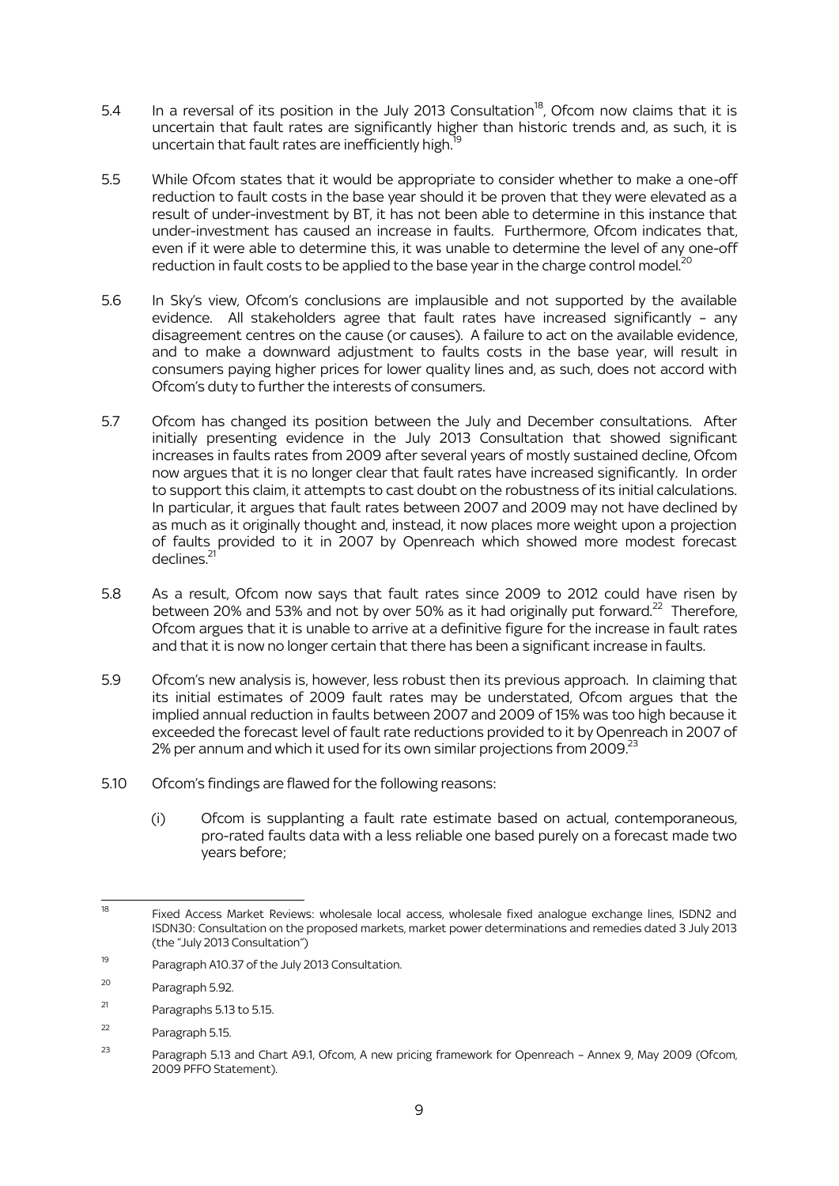5.4 In a reversal of its position in the July 2013 Consultation[18], Ofcom now claims that it is uncertain that fault rates are significantly higher than historic trends and, as such, it is uncertain that fault rates are inefficiently high.[19]

5.5 While Ofcom states that it would be appropriate to consider whether to make a one-off reduction to fault costs in the base year should it be proven that they were elevated as a result of under-investment by BT, it has not been able to determine in this instance that under-investment has caused an increase in faults. Furthermore, Ofcom indicates that, even if it were able to determine this, it was unable to determine the level of any one-off reduction in fault costs to be applied to the base year in the charge control model.[20]

5.6 In Sky's view, Ofcom's conclusions are implausible and not supported by the available evidence. All stakeholders agree that fault rates have increased significantly – any disagreement centres on the cause (or causes). A failure to act on the available evidence, and to make a downward adjustment to faults costs in the base year, will result in consumers paying higher prices for lower quality lines and, as such, does not accord with Ofcom's duty to further the interests of consumers.

5.7 Ofcom has changed its position between the July and December consultations. After initially presenting evidence in the July 2013 Consultation that showed significant increases in faults rates from 2009 after several years of mostly sustained decline, Ofcom now argues that it is no longer clear that fault rates have increased significantly. In order to support this claim, it attempts to cast doubt on the robustness of its initial calculations. In particular, it argues that fault rates between 2007 and 2009 may not have declined by as much as it originally thought and, instead, it now places more weight upon a projection of faults provided to it in 2007 by Openreach which showed more modest forecast declines.[21]

5.8 As a result, Ofcom now says that fault rates since 2009 to 2012 could have risen by between 20% and 53% and not by over 50% as it had originally put forward.[22] Therefore, Ofcom argues that it is unable to arrive at a definitive figure for the increase in fault rates and that it is now no longer certain that there has been a significant increase in faults.

5.9 Ofcom's new analysis is, however, less robust then its previous approach. In claiming that its initial estimates of 2009 fault rates may be understated, Ofcom argues that the implied annual reduction in faults between 2007 and 2009 of 15% was too high because it exceeded the forecast level of fault rate reductions provided to it by Openreach in 2007 of 2% per annum and which it used for its own similar projections from 2009.[23]

5.10 Ofcom's findings are flawed for the following reasons:

(i) Ofcom is supplanting a fault rate estimate based on actual, contemporaneous, pro-rated faults data with a less reliable one based purely on a forecast made two years before;

---

[18] Fixed Access Market Reviews: wholesale local access, wholesale fixed analogue exchange lines, ISDN2 and ISDN30: Consultation on the proposed markets, market power determinations and remedies dated 3 July 2013 (the "July 2013 Consultation")

[19] Paragraph A10.37 of the July 2013 Consultation.

[20] Paragraph 5.92.

[21] Paragraphs 5.13 to 5.15.

[22] Paragraph 5.15.

[23] Paragraph 5.13 and Chart A9.1, Ofcom, A new pricing framework for Openreach – Annex 9, May 2009 (Ofcom, 2009 PFFO Statement).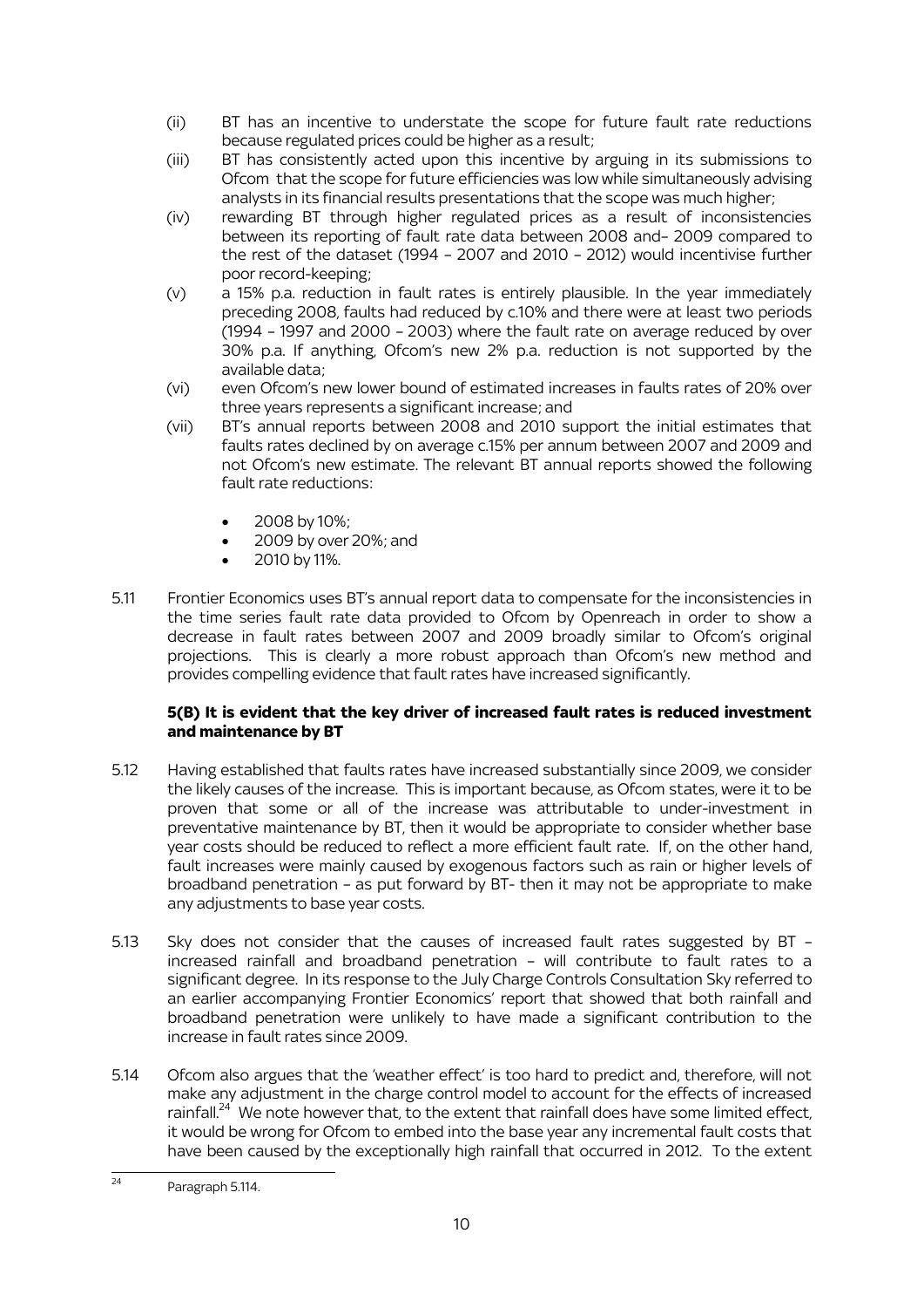(ii) BT has an incentive to understate the scope for future fault rate reductions because regulated prices could be higher as a result;

(iii) BT has consistently acted upon this incentive by arguing in its submissions to Ofcom that the scope for future efficiencies was low while simultaneously advising analysts in its financial results presentations that the scope was much higher;

(iv) rewarding BT through higher regulated prices as a result of inconsistencies between its reporting of fault rate data between 2008 and– 2009 compared to the rest of the dataset (1994 – 2007 and 2010 – 2012) would incentivise further poor record-keeping;

(v) a 15% p.a. reduction in fault rates is entirely plausible. In the year immediately preceding 2008, faults had reduced by c.10% and there were at least two periods (1994 – 1997 and 2000 – 2003) where the fault rate on average reduced by over 30% p.a. If anything, Ofcom's new 2% p.a. reduction is not supported by the available data;

(vi) even Ofcom's new lower bound of estimated increases in faults rates of 20% over three years represents a significant increase; and

(vii) BT's annual reports between 2008 and 2010 support the initial estimates that faults rates declined by on average c.15% per annum between 2007 and 2009 and not Ofcom's new estimate. The relevant BT annual reports showed the following fault rate reductions:

- 2008 by 10%;
- 2009 by over 20%; and
- 2010 by 11%.

5.11 Frontier Economics uses BT's annual report data to compensate for the inconsistencies in the time series fault rate data provided to Ofcom by Openreach in order to show a decrease in fault rates between 2007 and 2009 broadly similar to Ofcom's original projections. This is clearly a more robust approach than Ofcom's new method and provides compelling evidence that fault rates have increased significantly.

**5(B) It is evident that the key driver of increased fault rates is reduced investment and maintenance by BT**

5.12 Having established that faults rates have increased substantially since 2009, we consider the likely causes of the increase. This is important because, as Ofcom states, were it to be proven that some or all of the increase was attributable to under-investment in preventative maintenance by BT, then it would be appropriate to consider whether base year costs should be reduced to reflect a more efficient fault rate. If, on the other hand, fault increases were mainly caused by exogenous factors such as rain or higher levels of broadband penetration – as put forward by BT- then it may not be appropriate to make any adjustments to base year costs.

5.13 Sky does not consider that the causes of increased fault rates suggested by BT – increased rainfall and broadband penetration – will contribute to fault rates to a significant degree. In its response to the July Charge Controls Consultation Sky referred to an earlier accompanying Frontier Economics' report that showed that both rainfall and broadband penetration were unlikely to have made a significant contribution to the increase in fault rates since 2009.

5.14 Ofcom also argues that the 'weather effect' is too hard to predict and, therefore, will not make any adjustment in the charge control model to account for the effects of increased rainfall.[24] We note however that, to the extent that rainfall does have some limited effect, it would be wrong for Ofcom to embed into the base year any incremental fault costs that have been caused by the exceptionally high rainfall that occurred in 2012. To the extent

[24] Paragraph 5.114.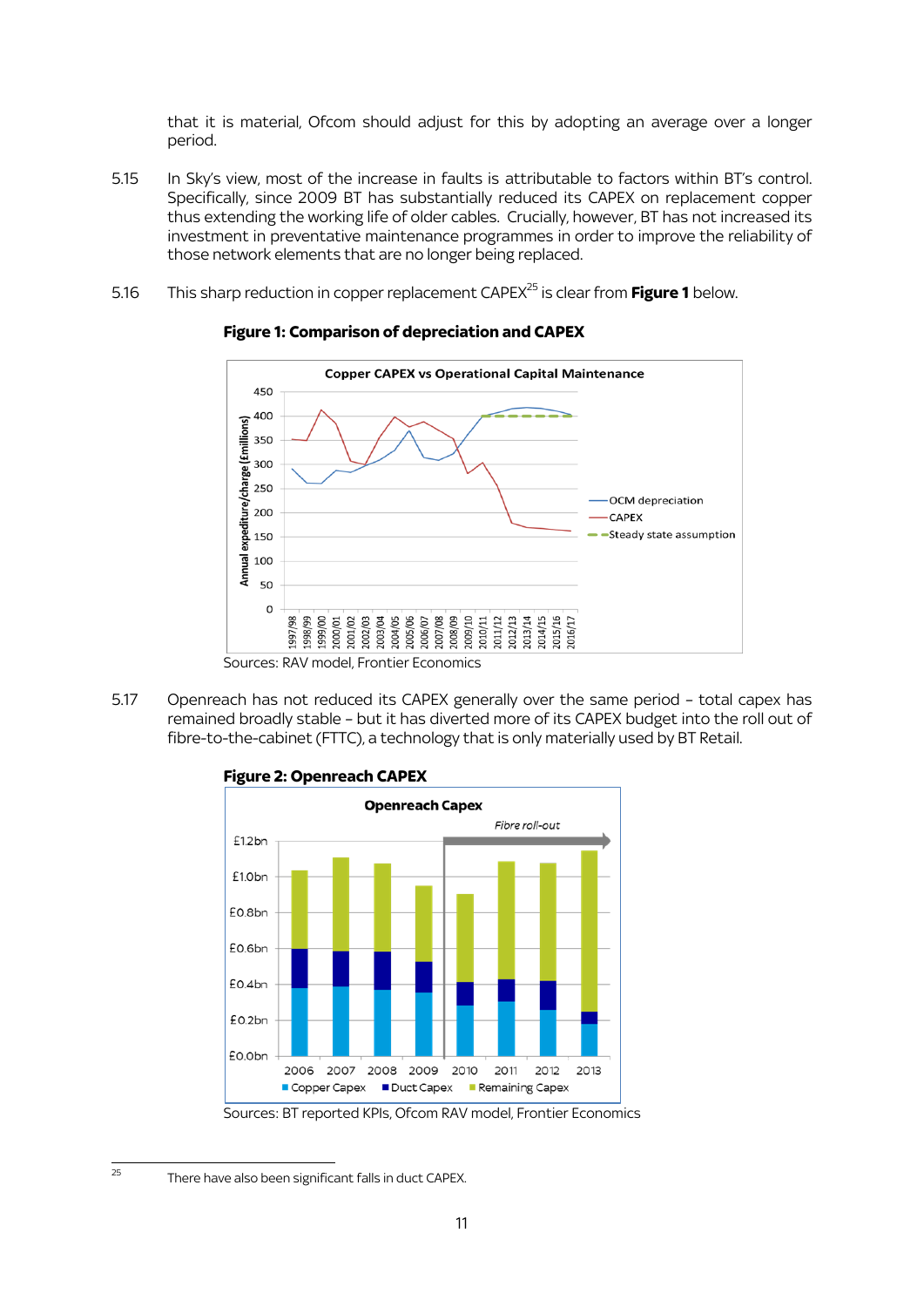that it is material, Ofcom should adjust for this by adopting an average over a longer period.

5.15 In Sky's view, most of the increase in faults is attributable to factors within BT's control. Specifically, since 2009 BT has substantially reduced its CAPEX on replacement copper thus extending the working life of older cables. Crucially, however, BT has not increased its investment in preventative maintenance programmes in order to improve the reliability of those network elements that are no longer being replaced.

5.16 This sharp reduction in copper replacement CAPEX[25] is clear from **Figure 1** below.

**Figure 1: Comparison of depreciation and CAPEX**

Sources: RAV model, Frontier Economics

5.17 Openreach has not reduced its CAPEX generally over the same period – total capex has remained broadly stable – but it has diverted more of its CAPEX budget into the roll out of fibre-to-the-cabinet (FTTC), a technology that is only materially used by BT Retail.

**Figure 2: Openreach CAPEX**

Sources: BT reported KPIs, Ofcom RAV model, Frontier Economics

[25] There have also been significant falls in duct CAPEX.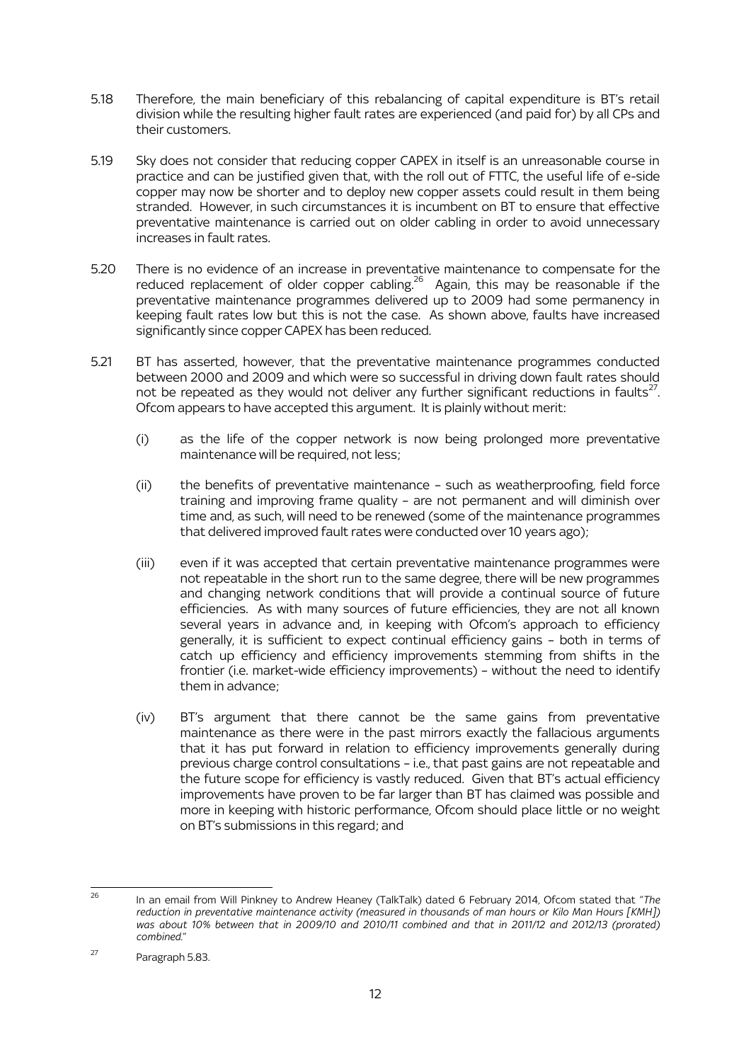5.18 Therefore, the main beneficiary of this rebalancing of capital expenditure is BT's retail division while the resulting higher fault rates are experienced (and paid for) by all CPs and their customers.

5.19 Sky does not consider that reducing copper CAPEX in itself is an unreasonable course in practice and can be justified given that, with the roll out of FTTC, the useful life of e-side copper may now be shorter and to deploy new copper assets could result in them being stranded. However, in such circumstances it is incumbent on BT to ensure that effective preventative maintenance is carried out on older cabling in order to avoid unnecessary increases in fault rates.

5.20 There is no evidence of an increase in preventative maintenance to compensate for the reduced replacement of older copper cabling.[26] Again, this may be reasonable if the preventative maintenance programmes delivered up to 2009 had some permanency in keeping fault rates low but this is not the case. As shown above, faults have increased significantly since copper CAPEX has been reduced.

5.21 BT has asserted, however, that the preventative maintenance programmes conducted between 2000 and 2009 and which were so successful in driving down fault rates should not be repeated as they would not deliver any further significant reductions in faults[27]. Ofcom appears to have accepted this argument. It is plainly without merit:

(i) as the life of the copper network is now being prolonged more preventative maintenance will be required, not less;

(ii) the benefits of preventative maintenance – such as weatherproofing, field force training and improving frame quality – are not permanent and will diminish over time and, as such, will need to be renewed (some of the maintenance programmes that delivered improved fault rates were conducted over 10 years ago);

(iii) even if it was accepted that certain preventative maintenance programmes were not repeatable in the short run to the same degree, there will be new programmes and changing network conditions that will provide a continual source of future efficiencies. As with many sources of future efficiencies, they are not all known several years in advance and, in keeping with Ofcom's approach to efficiency generally, it is sufficient to expect continual efficiency gains – both in terms of catch up efficiency and efficiency improvements stemming from shifts in the frontier (i.e. market-wide efficiency improvements) – without the need to identify them in advance;

(iv) BT's argument that there cannot be the same gains from preventative maintenance as there were in the past mirrors exactly the fallacious arguments that it has put forward in relation to efficiency improvements generally during previous charge control consultations – i.e., that past gains are not repeatable and the future scope for efficiency is vastly reduced. Given that BT's actual efficiency improvements have proven to be far larger than BT has claimed was possible and more in keeping with historic performance, Ofcom should place little or no weight on BT's submissions in this regard; and

---

[26] In an email from Will Pinkney to Andrew Heaney (TalkTalk) dated 6 February 2014, Ofcom stated that "*The reduction in preventative maintenance activity (measured in thousands of man hours or Kilo Man Hours [KMH]) was about 10% between that in 2009/10 and 2010/11 combined and that in 2011/12 and 2012/13 (prorated) combined.*"

[27] Paragraph 5.83.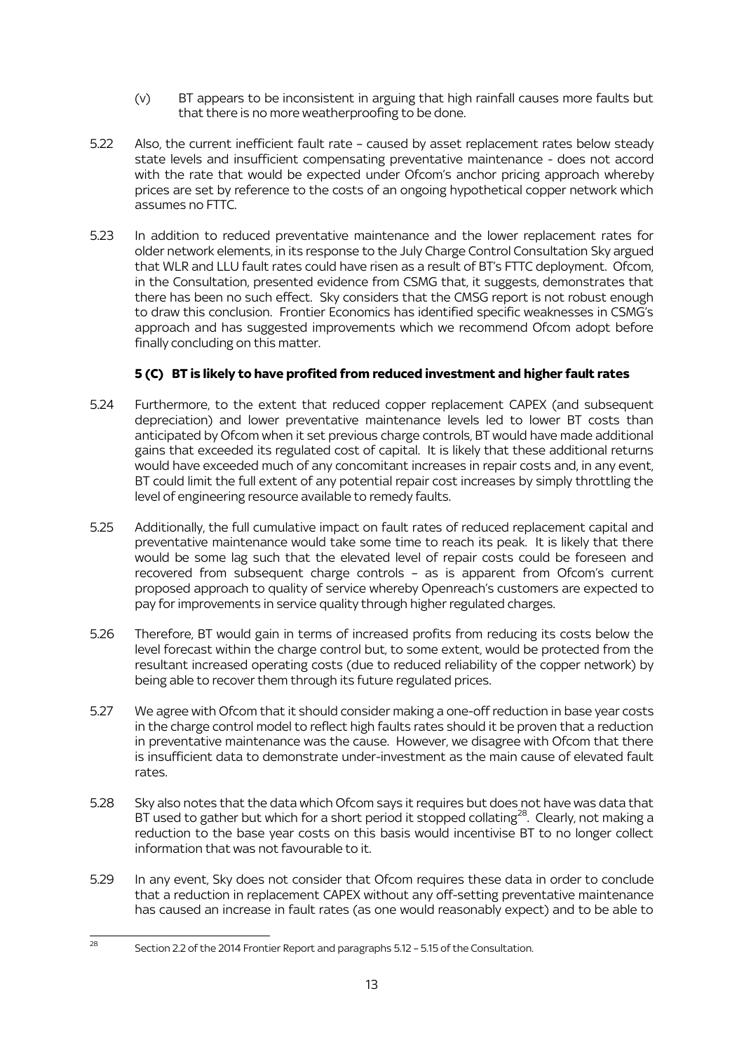(v) BT appears to be inconsistent in arguing that high rainfall causes more faults but that there is no more weatherproofing to be done.

5.22 Also, the current inefficient fault rate – caused by asset replacement rates below steady state levels and insufficient compensating preventative maintenance - does not accord with the rate that would be expected under Ofcom's anchor pricing approach whereby prices are set by reference to the costs of an ongoing hypothetical copper network which assumes no FTTC.

5.23 In addition to reduced preventative maintenance and the lower replacement rates for older network elements, in its response to the July Charge Control Consultation Sky argued that WLR and LLU fault rates could have risen as a result of BT's FTTC deployment. Ofcom, in the Consultation, presented evidence from CSMG that, it suggests, demonstrates that there has been no such effect. Sky considers that the CMSG report is not robust enough to draw this conclusion. Frontier Economics has identified specific weaknesses in CSMG's approach and has suggested improvements which we recommend Ofcom adopt before finally concluding on this matter.

### 5 (C) BT is likely to have profited from reduced investment and higher fault rates

5.24 Furthermore, to the extent that reduced copper replacement CAPEX (and subsequent depreciation) and lower preventative maintenance levels led to lower BT costs than anticipated by Ofcom when it set previous charge controls, BT would have made additional gains that exceeded its regulated cost of capital. It is likely that these additional returns would have exceeded much of any concomitant increases in repair costs and, in any event, BT could limit the full extent of any potential repair cost increases by simply throttling the level of engineering resource available to remedy faults.

5.25 Additionally, the full cumulative impact on fault rates of reduced replacement capital and preventative maintenance would take some time to reach its peak. It is likely that there would be some lag such that the elevated level of repair costs could be foreseen and recovered from subsequent charge controls – as is apparent from Ofcom's current proposed approach to quality of service whereby Openreach's customers are expected to pay for improvements in service quality through higher regulated charges.

5.26 Therefore, BT would gain in terms of increased profits from reducing its costs below the level forecast within the charge control but, to some extent, would be protected from the resultant increased operating costs (due to reduced reliability of the copper network) by being able to recover them through its future regulated prices.

5.27 We agree with Ofcom that it should consider making a one-off reduction in base year costs in the charge control model to reflect high faults rates should it be proven that a reduction in preventative maintenance was the cause. However, we disagree with Ofcom that there is insufficient data to demonstrate under-investment as the main cause of elevated fault rates.

5.28 Sky also notes that the data which Ofcom says it requires but does not have was data that BT used to gather but which for a short period it stopped collating[28]. Clearly, not making a reduction to the base year costs on this basis would incentivise BT to no longer collect information that was not favourable to it.

5.29 In any event, Sky does not consider that Ofcom requires these data in order to conclude that a reduction in replacement CAPEX without any off-setting preventative maintenance has caused an increase in fault rates (as one would reasonably expect) and to be able to

[28] Section 2.2 of the 2014 Frontier Report and paragraphs 5.12 – 5.15 of the Consultation.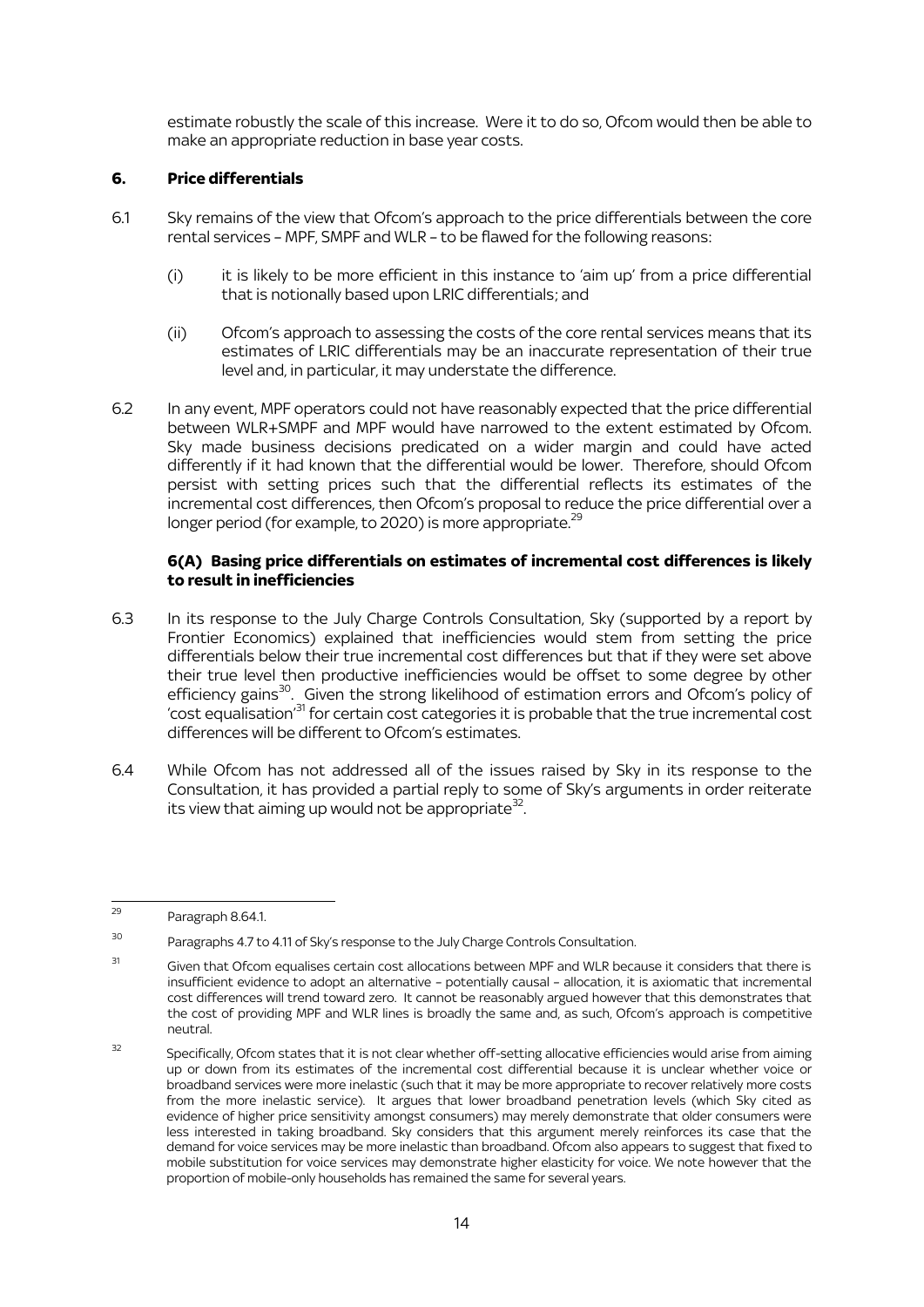estimate robustly the scale of this increase. Were it to do so, Ofcom would then be able to make an appropriate reduction in base year costs.

### 6. Price differentials

6.1 Sky remains of the view that Ofcom's approach to the price differentials between the core rental services – MPF, SMPF and WLR – to be flawed for the following reasons:

(i) it is likely to be more efficient in this instance to 'aim up' from a price differential that is notionally based upon LRIC differentials; and

(ii) Ofcom's approach to assessing the costs of the core rental services means that its estimates of LRIC differentials may be an inaccurate representation of their true level and, in particular, it may understate the difference.

6.2 In any event, MPF operators could not have reasonably expected that the price differential between WLR+SMPF and MPF would have narrowed to the extent estimated by Ofcom. Sky made business decisions predicated on a wider margin and could have acted differently if it had known that the differential would be lower. Therefore, should Ofcom persist with setting prices such that the differential reflects its estimates of the incremental cost differences, then Ofcom's proposal to reduce the price differential over a longer period (for example, to 2020) is more appropriate.[29]

#### 6(A) Basing price differentials on estimates of incremental cost differences is likely to result in inefficiencies

6.3 In its response to the July Charge Controls Consultation, Sky (supported by a report by Frontier Economics) explained that inefficiencies would stem from setting the price differentials below their true incremental cost differences but that if they were set above their true level then productive inefficiencies would be offset to some degree by other efficiency gains[30]. Given the strong likelihood of estimation errors and Ofcom's policy of 'cost equalisation'[31] for certain cost categories it is probable that the true incremental cost differences will be different to Ofcom's estimates.

6.4 While Ofcom has not addressed all of the issues raised by Sky in its response to the Consultation, it has provided a partial reply to some of Sky's arguments in order reiterate its view that aiming up would not be appropriate[32].

---

[29] Paragraph 8.64.1.

[30] Paragraphs 4.7 to 4.11 of Sky's response to the July Charge Controls Consultation.

[31] Given that Ofcom equalises certain cost allocations between MPF and WLR because it considers that there is insufficient evidence to adopt an alternative – potentially causal – allocation, it is axiomatic that incremental cost differences will trend toward zero. It cannot be reasonably argued however that this demonstrates that the cost of providing MPF and WLR lines is broadly the same and, as such, Ofcom's approach is competitive neutral.

[32] Specifically, Ofcom states that it is not clear whether off-setting allocative efficiencies would arise from aiming up or down from its estimates of the incremental cost differential because it is unclear whether voice or broadband services were more inelastic (such that it may be more appropriate to recover relatively more costs from the more inelastic service). It argues that lower broadband penetration levels (which Sky cited as evidence of higher price sensitivity amongst consumers) may merely demonstrate that older consumers were less interested in taking broadband. Sky considers that this argument merely reinforces its case that the demand for voice services may be more inelastic than broadband. Ofcom also appears to suggest that fixed to mobile substitution for voice services may demonstrate higher elasticity for voice. We note however that the proportion of mobile-only households has remained the same for several years.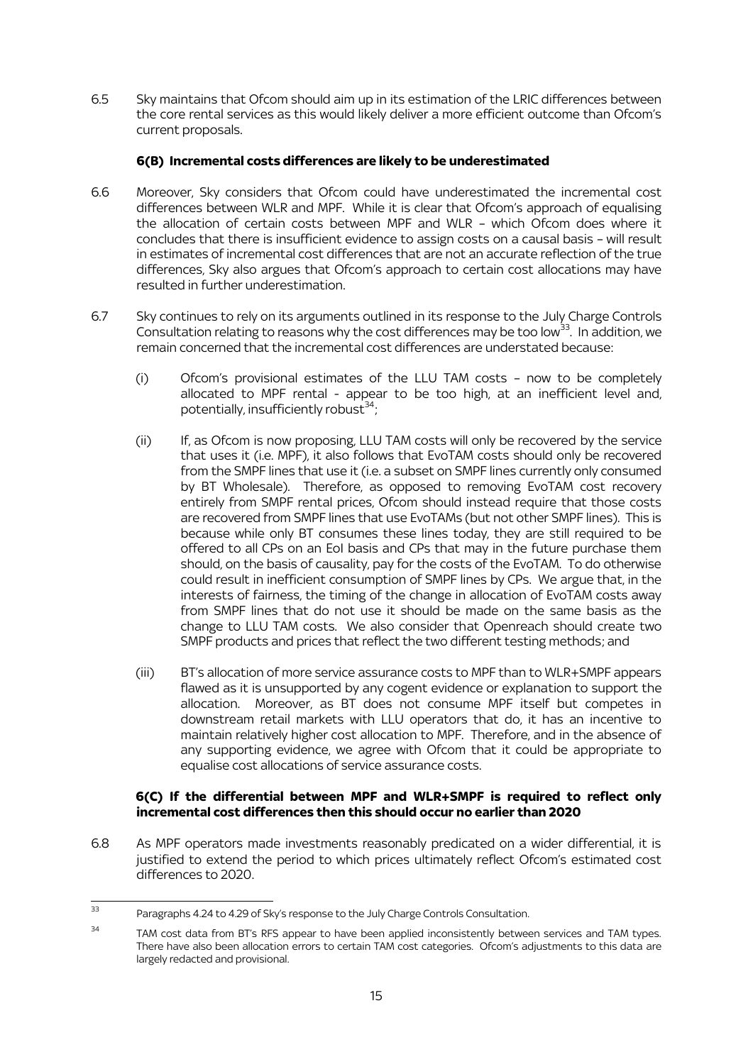6.5 Sky maintains that Ofcom should aim up in its estimation of the LRIC differences between the core rental services as this would likely deliver a more efficient outcome than Ofcom's current proposals.

### 6(B) Incremental costs differences are likely to be underestimated

6.6 Moreover, Sky considers that Ofcom could have underestimated the incremental cost differences between WLR and MPF. While it is clear that Ofcom's approach of equalising the allocation of certain costs between MPF and WLR – which Ofcom does where it concludes that there is insufficient evidence to assign costs on a causal basis – will result in estimates of incremental cost differences that are not an accurate reflection of the true differences, Sky also argues that Ofcom's approach to certain cost allocations may have resulted in further underestimation.

6.7 Sky continues to rely on its arguments outlined in its response to the July Charge Controls Consultation relating to reasons why the cost differences may be too low[33]. In addition, we remain concerned that the incremental cost differences are understated because:

(i) Ofcom's provisional estimates of the LLU TAM costs – now to be completely allocated to MPF rental - appear to be too high, at an inefficient level and, potentially, insufficiently robust[34];

(ii) If, as Ofcom is now proposing, LLU TAM costs will only be recovered by the service that uses it (i.e. MPF), it also follows that EvoTAM costs should only be recovered from the SMPF lines that use it (i.e. a subset on SMPF lines currently only consumed by BT Wholesale). Therefore, as opposed to removing EvoTAM cost recovery entirely from SMPF rental prices, Ofcom should instead require that those costs are recovered from SMPF lines that use EvoTAMs (but not other SMPF lines). This is because while only BT consumes these lines today, they are still required to be offered to all CPs on an EoI basis and CPs that may in the future purchase them should, on the basis of causality, pay for the costs of the EvoTAM. To do otherwise could result in inefficient consumption of SMPF lines by CPs. We argue that, in the interests of fairness, the timing of the change in allocation of EvoTAM costs away from SMPF lines that do not use it should be made on the same basis as the change to LLU TAM costs. We also consider that Openreach should create two SMPF products and prices that reflect the two different testing methods; and

(iii) BT's allocation of more service assurance costs to MPF than to WLR+SMPF appears flawed as it is unsupported by any cogent evidence or explanation to support the allocation. Moreover, as BT does not consume MPF itself but competes in downstream retail markets with LLU operators that do, it has an incentive to maintain relatively higher cost allocation to MPF. Therefore, and in the absence of any supporting evidence, we agree with Ofcom that it could be appropriate to equalise cost allocations of service assurance costs.

### 6(C) If the differential between MPF and WLR+SMPF is required to reflect only incremental cost differences then this should occur no earlier than 2020

6.8 As MPF operators made investments reasonably predicated on a wider differential, it is justified to extend the period to which prices ultimately reflect Ofcom's estimated cost differences to 2020.

---

[33] Paragraphs 4.24 to 4.29 of Sky's response to the July Charge Controls Consultation.

[34] TAM cost data from BT's RFS appear to have been applied inconsistently between services and TAM types. There have also been allocation errors to certain TAM cost categories. Ofcom's adjustments to this data are largely redacted and provisional.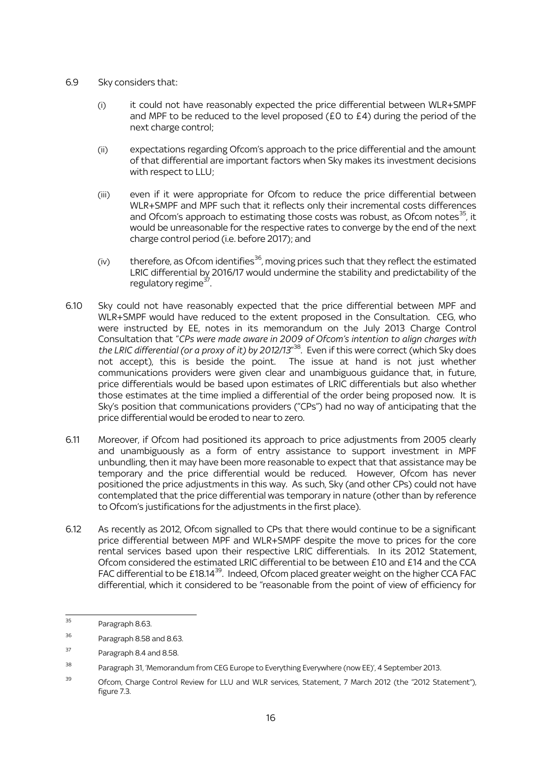6.9 Sky considers that:

(i) it could not have reasonably expected the price differential between WLR+SMPF and MPF to be reduced to the level proposed (£0 to £4) during the period of the next charge control;

(ii) expectations regarding Ofcom's approach to the price differential and the amount of that differential are important factors when Sky makes its investment decisions with respect to LLU;

(iii) even if it were appropriate for Ofcom to reduce the price differential between WLR+SMPF and MPF such that it reflects only their incremental costs differences and Ofcom's approach to estimating those costs was robust, as Ofcom notes[35], it would be unreasonable for the respective rates to converge by the end of the next charge control period (i.e. before 2017); and

(iv) therefore, as Ofcom identifies[36], moving prices such that they reflect the estimated LRIC differential by 2016/17 would undermine the stability and predictability of the regulatory regime[37].

6.10 Sky could not have reasonably expected that the price differential between MPF and WLR+SMPF would have reduced to the extent proposed in the Consultation. CEG, who were instructed by EE, notes in its memorandum on the July 2013 Charge Control Consultation that "*CPs were made aware in 2009 of Ofcom's intention to align charges with the LRIC differential (or a proxy of it) by 2012/13*"[38]. Even if this were correct (which Sky does not accept), this is beside the point. The issue at hand is not just whether communications providers were given clear and unambiguous guidance that, in future, price differentials would be based upon estimates of LRIC differentials but also whether those estimates at the time implied a differential of the order being proposed now. It is Sky's position that communications providers ("CPs") had no way of anticipating that the price differential would be eroded to near to zero.

6.11 Moreover, if Ofcom had positioned its approach to price adjustments from 2005 clearly and unambiguously as a form of entry assistance to support investment in MPF unbundling, then it may have been more reasonable to expect that that assistance may be temporary and the price differential would be reduced. However, Ofcom has never positioned the price adjustments in this way. As such, Sky (and other CPs) could not have contemplated that the price differential was temporary in nature (other than by reference to Ofcom's justifications for the adjustments in the first place).

6.12 As recently as 2012, Ofcom signalled to CPs that there would continue to be a significant price differential between MPF and WLR+SMPF despite the move to prices for the core rental services based upon their respective LRIC differentials. In its 2012 Statement, Ofcom considered the estimated LRIC differential to be between £10 and £14 and the CCA FAC differential to be £18.14[39]. Indeed, Ofcom placed greater weight on the higher CCA FAC differential, which it considered to be "reasonable from the point of view of efficiency for

---

[35] Paragraph 8.63.

[36] Paragraph 8.58 and 8.63.

[37] Paragraph 8.4 and 8.58.

[38] Paragraph 31, 'Memorandum from CEG Europe to Everything Everywhere (now EE)', 4 September 2013.

[39] Ofcom, Charge Control Review for LLU and WLR services, Statement, 7 March 2012 (the "2012 Statement"), figure 7.3.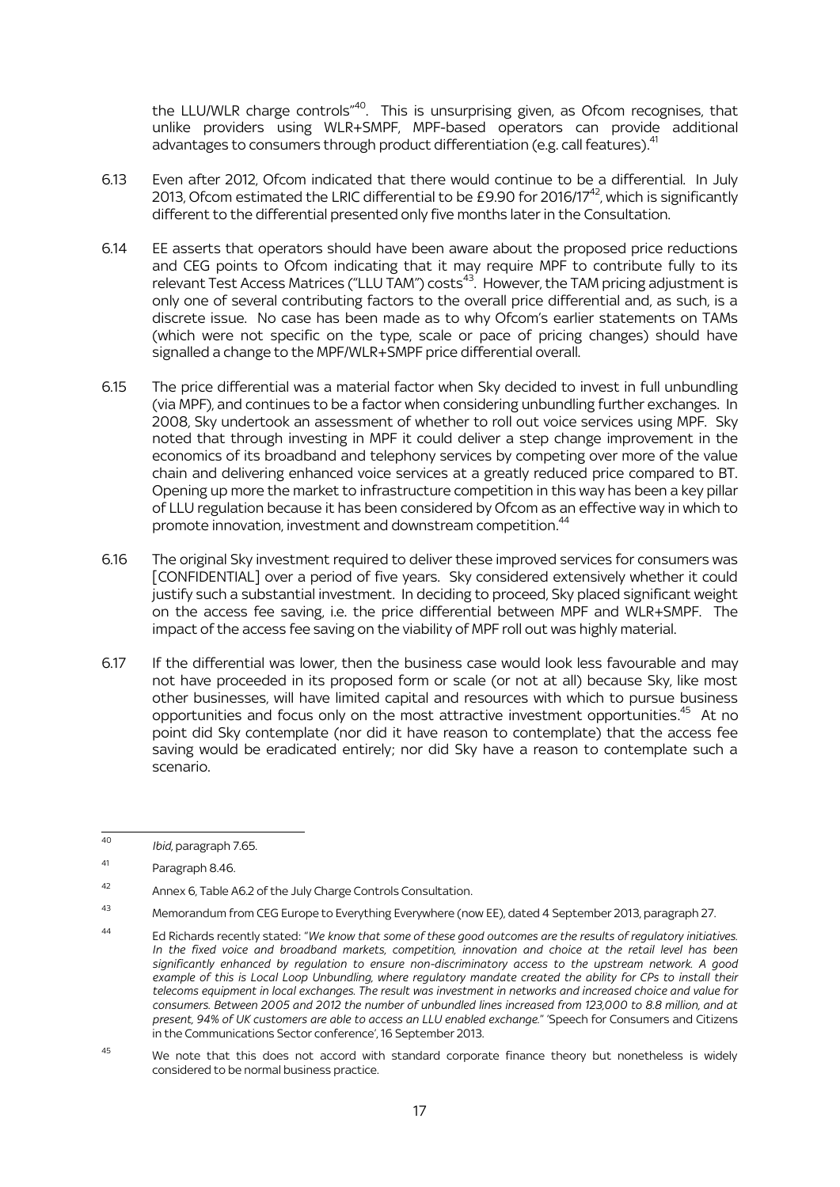the LLU/WLR charge controls"[40]. This is unsurprising given, as Ofcom recognises, that unlike providers using WLR+SMPF, MPF-based operators can provide additional advantages to consumers through product differentiation (e.g. call features).[41]

6.13 Even after 2012, Ofcom indicated that there would continue to be a differential. In July 2013, Ofcom estimated the LRIC differential to be £9.90 for 2016/17[42], which is significantly different to the differential presented only five months later in the Consultation.

6.14 EE asserts that operators should have been aware about the proposed price reductions and CEG points to Ofcom indicating that it may require MPF to contribute fully to its relevant Test Access Matrices ("LLU TAM") costs[43]. However, the TAM pricing adjustment is only one of several contributing factors to the overall price differential and, as such, is a discrete issue. No case has been made as to why Ofcom's earlier statements on TAMs (which were not specific on the type, scale or pace of pricing changes) should have signalled a change to the MPF/WLR+SMPF price differential overall.

6.15 The price differential was a material factor when Sky decided to invest in full unbundling (via MPF), and continues to be a factor when considering unbundling further exchanges. In 2008, Sky undertook an assessment of whether to roll out voice services using MPF. Sky noted that through investing in MPF it could deliver a step change improvement in the economics of its broadband and telephony services by competing over more of the value chain and delivering enhanced voice services at a greatly reduced price compared to BT. Opening up more the market to infrastructure competition in this way has been a key pillar of LLU regulation because it has been considered by Ofcom as an effective way in which to promote innovation, investment and downstream competition.[44]

6.16 The original Sky investment required to deliver these improved services for consumers was [CONFIDENTIAL] over a period of five years. Sky considered extensively whether it could justify such a substantial investment. In deciding to proceed, Sky placed significant weight on the access fee saving, i.e. the price differential between MPF and WLR+SMPF. The impact of the access fee saving on the viability of MPF roll out was highly material.

6.17 If the differential was lower, then the business case would look less favourable and may not have proceeded in its proposed form or scale (or not at all) because Sky, like most other businesses, will have limited capital and resources with which to pursue business opportunities and focus only on the most attractive investment opportunities.[45] At no point did Sky contemplate (nor did it have reason to contemplate) that the access fee saving would be eradicated entirely; nor did Sky have a reason to contemplate such a scenario.

---

[40] *Ibid*, paragraph 7.65.

[41] Paragraph 8.46.

[42] Annex 6, Table A6.2 of the July Charge Controls Consultation.

[43] Memorandum from CEG Europe to Everything Everywhere (now EE), dated 4 September 2013, paragraph 27.

[44] Ed Richards recently stated: "*We know that some of these good outcomes are the results of regulatory initiatives. In the fixed voice and broadband markets, competition, innovation and choice at the retail level has been significantly enhanced by regulation to ensure non-discriminatory access to the upstream network. A good example of this is Local Loop Unbundling, where regulatory mandate created the ability for CPs to install their telecoms equipment in local exchanges. The result was investment in networks and increased choice and value for consumers. Between 2005 and 2012 the number of unbundled lines increased from 123,000 to 8.8 million, and at present, 94% of UK customers are able to access an LLU enabled exchange.*" 'Speech for Consumers and Citizens in the Communications Sector conference', 16 September 2013.

[45] We note that this does not accord with standard corporate finance theory but nonetheless is widely considered to be normal business practice.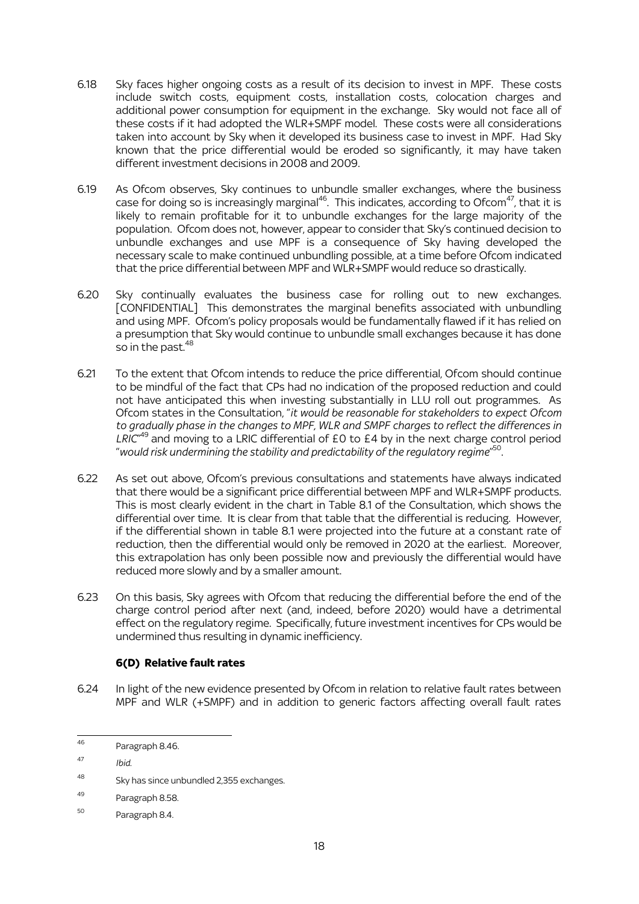6.18 Sky faces higher ongoing costs as a result of its decision to invest in MPF. These costs include switch costs, equipment costs, installation costs, colocation charges and additional power consumption for equipment in the exchange. Sky would not face all of these costs if it had adopted the WLR+SMPF model. These costs were all considerations taken into account by Sky when it developed its business case to invest in MPF. Had Sky known that the price differential would be eroded so significantly, it may have taken different investment decisions in 2008 and 2009.

6.19 As Ofcom observes, Sky continues to unbundle smaller exchanges, where the business case for doing so is increasingly marginal[46]. This indicates, according to Ofcom[47], that it is likely to remain profitable for it to unbundle exchanges for the large majority of the population. Ofcom does not, however, appear to consider that Sky's continued decision to unbundle exchanges and use MPF is a consequence of Sky having developed the necessary scale to make continued unbundling possible, at a time before Ofcom indicated that the price differential between MPF and WLR+SMPF would reduce so drastically.

6.20 Sky continually evaluates the business case for rolling out to new exchanges. [CONFIDENTIAL] This demonstrates the marginal benefits associated with unbundling and using MPF. Ofcom's policy proposals would be fundamentally flawed if it has relied on a presumption that Sky would continue to unbundle small exchanges because it has done so in the past.[48]

6.21 To the extent that Ofcom intends to reduce the price differential, Ofcom should continue to be mindful of the fact that CPs had no indication of the proposed reduction and could not have anticipated this when investing substantially in LLU roll out programmes. As Ofcom states in the Consultation, "*it would be reasonable for stakeholders to expect Ofcom to gradually phase in the changes to MPF, WLR and SMPF charges to reflect the differences in LRIC*"[49] and moving to a LRIC differential of £0 to £4 by in the next charge control period "*would risk undermining the stability and predictability of the regulatory regime*"[50].

6.22 As set out above, Ofcom's previous consultations and statements have always indicated that there would be a significant price differential between MPF and WLR+SMPF products. This is most clearly evident in the chart in Table 8.1 of the Consultation, which shows the differential over time. It is clear from that table that the differential is reducing. However, if the differential shown in table 8.1 were projected into the future at a constant rate of reduction, then the differential would only be removed in 2020 at the earliest. Moreover, this extrapolation has only been possible now and previously the differential would have reduced more slowly and by a smaller amount.

6.23 On this basis, Sky agrees with Ofcom that reducing the differential before the end of the charge control period after next (and, indeed, before 2020) would have a detrimental effect on the regulatory regime. Specifically, future investment incentives for CPs would be undermined thus resulting in dynamic inefficiency.

### 6(D) Relative fault rates

6.24 In light of the new evidence presented by Ofcom in relation to relative fault rates between MPF and WLR (+SMPF) and in addition to generic factors affecting overall fault rates

---

[46] Paragraph 8.46.

[47] *Ibid.*

[48] Sky has since unbundled 2,355 exchanges.

[49] Paragraph 8.58.

[50] Paragraph 8.4.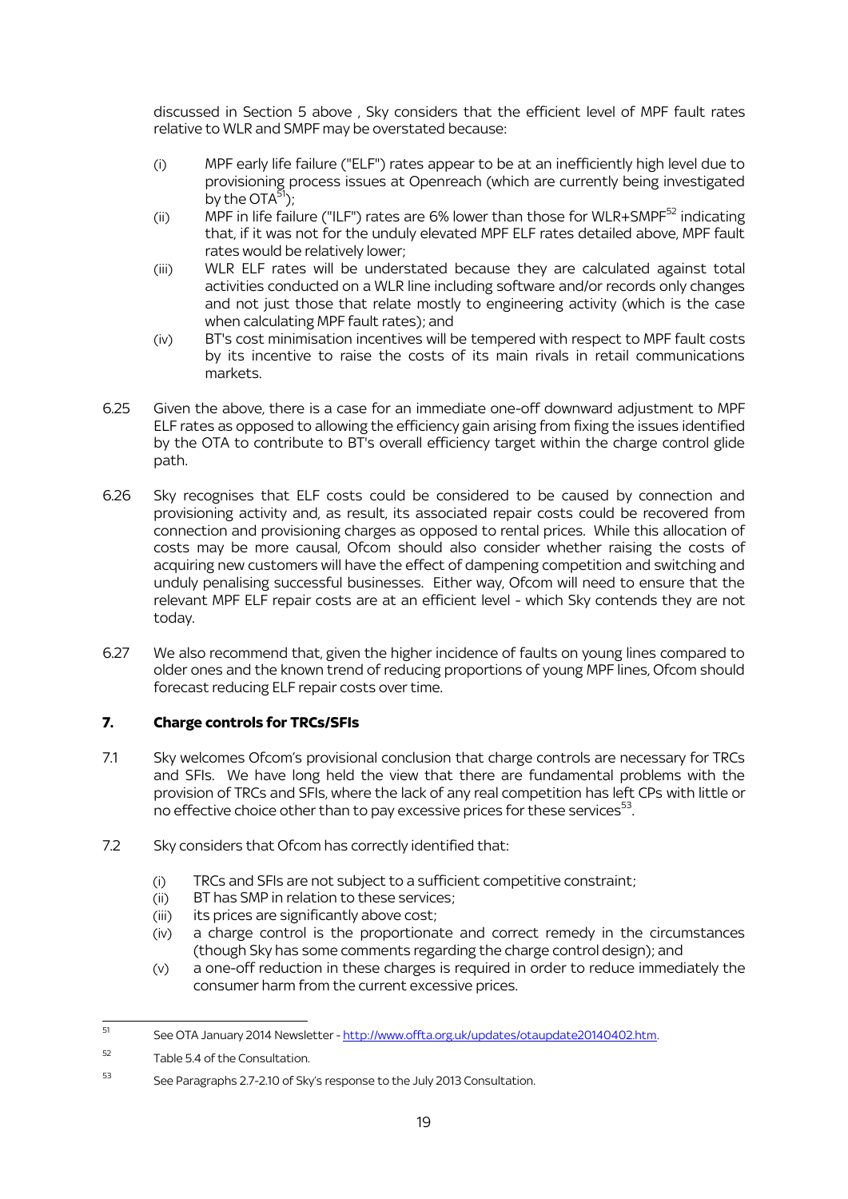discussed in Section 5 above , Sky considers that the efficient level of MPF fault rates relative to WLR and SMPF may be overstated because:

(i) MPF early life failure ("ELF") rates appear to be at an inefficiently high level due to provisioning process issues at Openreach (which are currently being investigated by the OTA[51]);

(ii) MPF in life failure ("ILF") rates are 6% lower than those for WLR+SMPF[52] indicating that, if it was not for the unduly elevated MPF ELF rates detailed above, MPF fault rates would be relatively lower;

(iii) WLR ELF rates will be understated because they are calculated against total activities conducted on a WLR line including software and/or records only changes and not just those that relate mostly to engineering activity (which is the case when calculating MPF fault rates); and

(iv) BT's cost minimisation incentives will be tempered with respect to MPF fault costs by its incentive to raise the costs of its main rivals in retail communications markets.

6.25 Given the above, there is a case for an immediate one-off downward adjustment to MPF ELF rates as opposed to allowing the efficiency gain arising from fixing the issues identified by the OTA to contribute to BT's overall efficiency target within the charge control glide path.

6.26 Sky recognises that ELF costs could be considered to be caused by connection and provisioning activity and, as result, its associated repair costs could be recovered from connection and provisioning charges as opposed to rental prices. While this allocation of costs may be more causal, Ofcom should also consider whether raising the costs of acquiring new customers will have the effect of dampening competition and switching and unduly penalising successful businesses. Either way, Ofcom will need to ensure that the relevant MPF ELF repair costs are at an efficient level - which Sky contends they are not today.

6.27 We also recommend that, given the higher incidence of faults on young lines compared to older ones and the known trend of reducing proportions of young MPF lines, Ofcom should forecast reducing ELF repair costs over time.

## 7. Charge controls for TRCs/SFIs

7.1 Sky welcomes Ofcom's provisional conclusion that charge controls are necessary for TRCs and SFIs. We have long held the view that there are fundamental problems with the provision of TRCs and SFIs, where the lack of any real competition has left CPs with little or no effective choice other than to pay excessive prices for these services[53].

7.2 Sky considers that Ofcom has correctly identified that:

(i) TRCs and SFIs are not subject to a sufficient competitive constraint;

(ii) BT has SMP in relation to these services;

(iii) its prices are significantly above cost;

(iv) a charge control is the proportionate and correct remedy in the circumstances (though Sky has some comments regarding the charge control design); and

(v) a one-off reduction in these charges is required in order to reduce immediately the consumer harm from the current excessive prices.

---

[51] See OTA January 2014 Newsletter - http://www.offta.org.uk/updates/otaupdate20140402.htm.

[52] Table 5.4 of the Consultation.

[53] See Paragraphs 2.7-2.10 of Sky's response to the July 2013 Consultation.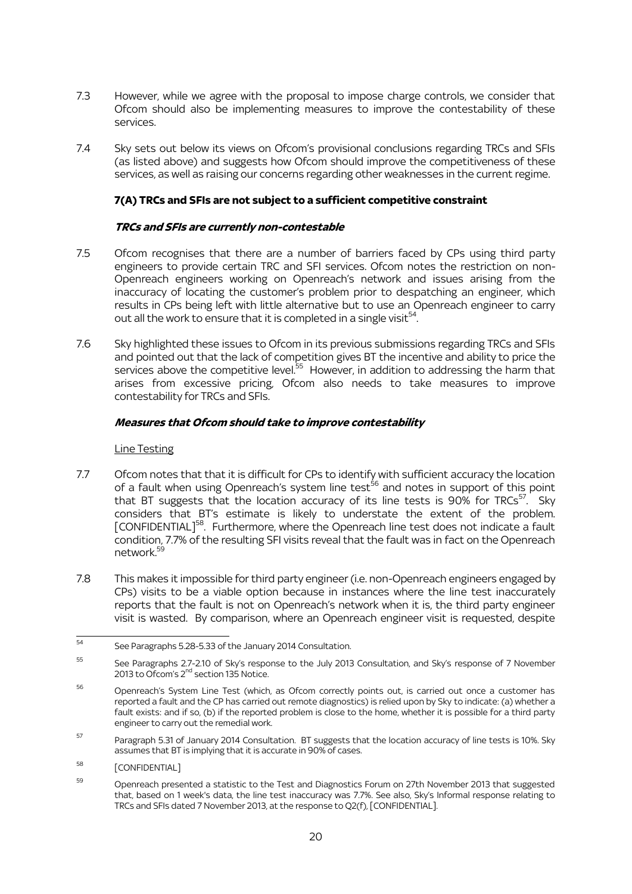7.3 However, while we agree with the proposal to impose charge controls, we consider that Ofcom should also be implementing measures to improve the contestability of these services.

7.4 Sky sets out below its views on Ofcom's provisional conclusions regarding TRCs and SFIs (as listed above) and suggests how Ofcom should improve the competitiveness of these services, as well as raising our concerns regarding other weaknesses in the current regime.

### 7(A) TRCs and SFIs are not subject to a sufficient competitive constraint

#### *TRCs and SFIs are currently non-contestable*

7.5 Ofcom recognises that there are a number of barriers faced by CPs using third party engineers to provide certain TRC and SFI services. Ofcom notes the restriction on non-Openreach engineers working on Openreach's network and issues arising from the inaccuracy of locating the customer's problem prior to despatching an engineer, which results in CPs being left with little alternative but to use an Openreach engineer to carry out all the work to ensure that it is completed in a single visit[54].

7.6 Sky highlighted these issues to Ofcom in its previous submissions regarding TRCs and SFIs and pointed out that the lack of competition gives BT the incentive and ability to price the services above the competitive level.[55] However, in addition to addressing the harm that arises from excessive pricing, Ofcom also needs to take measures to improve contestability for TRCs and SFIs.

#### *Measures that Ofcom should take to improve contestability*

<u>Line Testing</u>

7.7 Ofcom notes that that it is difficult for CPs to identify with sufficient accuracy the location of a fault when using Openreach's system line test[56] and notes in support of this point that BT suggests that the location accuracy of its line tests is 90% for TRCs[57]. Sky considers that BT's estimate is likely to understate the extent of the problem. [CONFIDENTIAL][58]. Furthermore, where the Openreach line test does not indicate a fault condition, 7.7% of the resulting SFI visits reveal that the fault was in fact on the Openreach network.[59]

7.8 This makes it impossible for third party engineer (i.e. non-Openreach engineers engaged by CPs) visits to be a viable option because in instances where the line test inaccurately reports that the fault is not on Openreach's network when it is, the third party engineer visit is wasted. By comparison, where an Openreach engineer visit is requested, despite

---

[54] See Paragraphs 5.28-5.33 of the January 2014 Consultation.

[55] See Paragraphs 2.7-2.10 of Sky's response to the July 2013 Consultation, and Sky's response of 7 November 2013 to Ofcom's 2nd section 135 Notice.

[56] Openreach's System Line Test (which, as Ofcom correctly points out, is carried out once a customer has reported a fault and the CP has carried out remote diagnostics) is relied upon by Sky to indicate: (a) whether a fault exists: and if so, (b) if the reported problem is close to the home, whether it is possible for a third party engineer to carry out the remedial work.

[57] Paragraph 5.31 of January 2014 Consultation. BT suggests that the location accuracy of line tests is 10%. Sky assumes that BT is implying that it is accurate in 90% of cases.

[58] [CONFIDENTIAL]

[59] Openreach presented a statistic to the Test and Diagnostics Forum on 27th November 2013 that suggested that, based on 1 week's data, the line test inaccuracy was 7.7%. See also, Sky's Informal response relating to TRCs and SFIs dated 7 November 2013, at the response to Q2(f), [CONFIDENTIAL].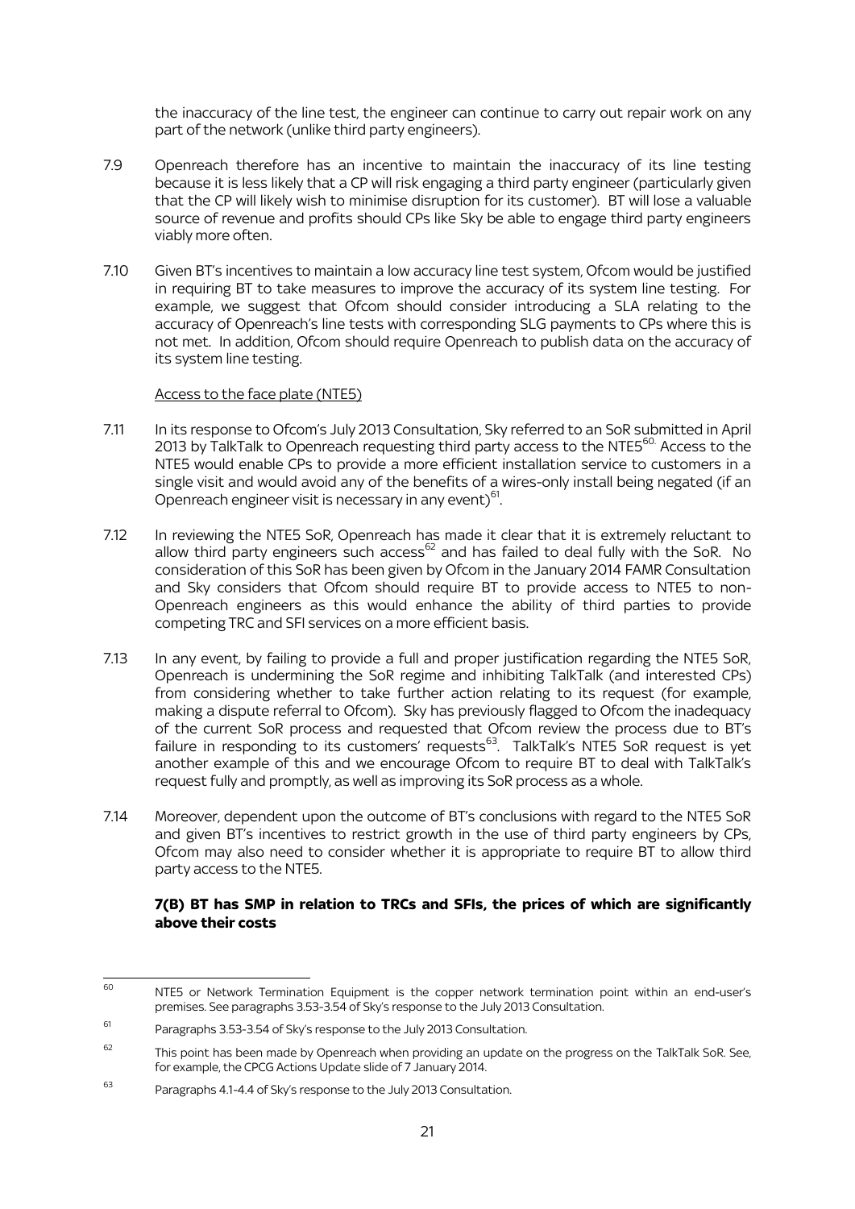the inaccuracy of the line test, the engineer can continue to carry out repair work on any part of the network (unlike third party engineers).

7.9 Openreach therefore has an incentive to maintain the inaccuracy of its line testing because it is less likely that a CP will risk engaging a third party engineer (particularly given that the CP will likely wish to minimise disruption for its customer). BT will lose a valuable source of revenue and profits should CPs like Sky be able to engage third party engineers viably more often.

7.10 Given BT's incentives to maintain a low accuracy line test system, Ofcom would be justified in requiring BT to take measures to improve the accuracy of its system line testing. For example, we suggest that Ofcom should consider introducing a SLA relating to the accuracy of Openreach's line tests with corresponding SLG payments to CPs where this is not met. In addition, Ofcom should require Openreach to publish data on the accuracy of its system line testing.

Access to the face plate (NTE5)

7.11 In its response to Ofcom's July 2013 Consultation, Sky referred to an SoR submitted in April 2013 by TalkTalk to Openreach requesting third party access to the NTE5[60]. Access to the NTE5 would enable CPs to provide a more efficient installation service to customers in a single visit and would avoid any of the benefits of a wires-only install being negated (if an Openreach engineer visit is necessary in any event)[61].

7.12 In reviewing the NTE5 SoR, Openreach has made it clear that it is extremely reluctant to allow third party engineers such access[62] and has failed to deal fully with the SoR. No consideration of this SoR has been given by Ofcom in the January 2014 FAMR Consultation and Sky considers that Ofcom should require BT to provide access to NTE5 to non-Openreach engineers as this would enhance the ability of third parties to provide competing TRC and SFI services on a more efficient basis.

7.13 In any event, by failing to provide a full and proper justification regarding the NTE5 SoR, Openreach is undermining the SoR regime and inhibiting TalkTalk (and interested CPs) from considering whether to take further action relating to its request (for example, making a dispute referral to Ofcom). Sky has previously flagged to Ofcom the inadequacy of the current SoR process and requested that Ofcom review the process due to BT's failure in responding to its customers' requests[63]. TalkTalk's NTE5 SoR request is yet another example of this and we encourage Ofcom to require BT to deal with TalkTalk's request fully and promptly, as well as improving its SoR process as a whole.

7.14 Moreover, dependent upon the outcome of BT's conclusions with regard to the NTE5 SoR and given BT's incentives to restrict growth in the use of third party engineers by CPs, Ofcom may also need to consider whether it is appropriate to require BT to allow third party access to the NTE5.

**7(B) BT has SMP in relation to TRCs and SFIs, the prices of which are significantly above their costs**

---

[60] NTE5 or Network Termination Equipment is the copper network termination point within an end-user's premises. See paragraphs 3.53-3.54 of Sky's response to the July 2013 Consultation.

[61] Paragraphs 3.53-3.54 of Sky's response to the July 2013 Consultation.

[62] This point has been made by Openreach when providing an update on the progress on the TalkTalk SoR. See, for example, the CPCG Actions Update slide of 7 January 2014.

[63] Paragraphs 4.1-4.4 of Sky's response to the July 2013 Consultation.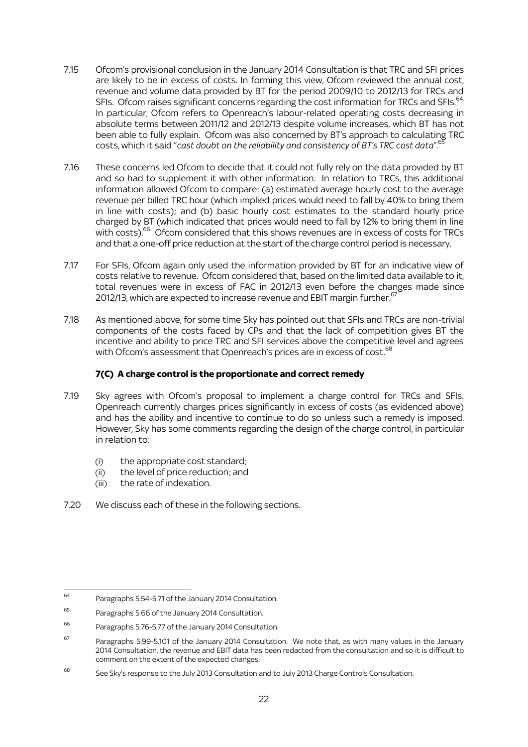7.15 Ofcom's provisional conclusion in the January 2014 Consultation is that TRC and SFI prices are likely to be in excess of costs. In forming this view, Ofcom reviewed the annual cost, revenue and volume data provided by BT for the period 2009/10 to 2012/13 for TRCs and SFIs. Ofcom raises significant concerns regarding the cost information for TRCs and SFIs.[64] In particular, Ofcom refers to Openreach's labour-related operating costs decreasing in absolute terms between 2011/12 and 2012/13 despite volume increases, which BT has not been able to fully explain. Ofcom was also concerned by BT's approach to calculating TRC costs, which it said "*cast doubt on the reliability and consistency of BT's TRC cost data*".[65]

7.16 These concerns led Ofcom to decide that it could not fully rely on the data provided by BT and so had to supplement it with other information. In relation to TRCs, this additional information allowed Ofcom to compare: (a) estimated average hourly cost to the average revenue per billed TRC hour (which implied prices would need to fall by 40% to bring them in line with costs); and (b) basic hourly cost estimates to the standard hourly price charged by BT (which indicated that prices would need to fall by 12% to bring them in line with costs).[66] Ofcom considered that this shows revenues are in excess of costs for TRCs and that a one-off price reduction at the start of the charge control period is necessary.

7.17 For SFIs, Ofcom again only used the information provided by BT for an indicative view of costs relative to revenue. Ofcom considered that, based on the limited data available to it, total revenues were in excess of FAC in 2012/13 even before the changes made since 2012/13, which are expected to increase revenue and EBIT margin further.[67]

7.18 As mentioned above, for some time Sky has pointed out that SFIs and TRCs are non-trivial components of the costs faced by CPs and that the lack of competition gives BT the incentive and ability to price TRC and SFI services above the competitive level and agrees with Ofcom's assessment that Openreach's prices are in excess of cost.[68]

### 7(C) A charge control is the proportionate and correct remedy

7.19 Sky agrees with Ofcom's proposal to implement a charge control for TRCs and SFIs. Openreach currently charges prices significantly in excess of costs (as evidenced above) and has the ability and incentive to continue to do so unless such a remedy is imposed. However, Sky has some comments regarding the design of the charge control, in particular in relation to:

(i) the appropriate cost standard;
(ii) the level of price reduction; and
(iii) the rate of indexation.

7.20 We discuss each of these in the following sections.

---

[64] Paragraphs 5.54-5.71 of the January 2014 Consultation.

[65] Paragraphs 5.66 of the January 2014 Consultation.

[66] Paragraphs 5.76-5.77 of the January 2014 Consultation.

[67] Paragraphs 5.99-5.101 of the January 2014 Consultation. We note that, as with many values in the January 2014 Consultation, the revenue and EBIT data has been redacted from the consultation and so it is difficult to comment on the extent of the expected changes.

[68] See Sky's response to the July 2013 Consultation and to July 2013 Charge Controls Consultation.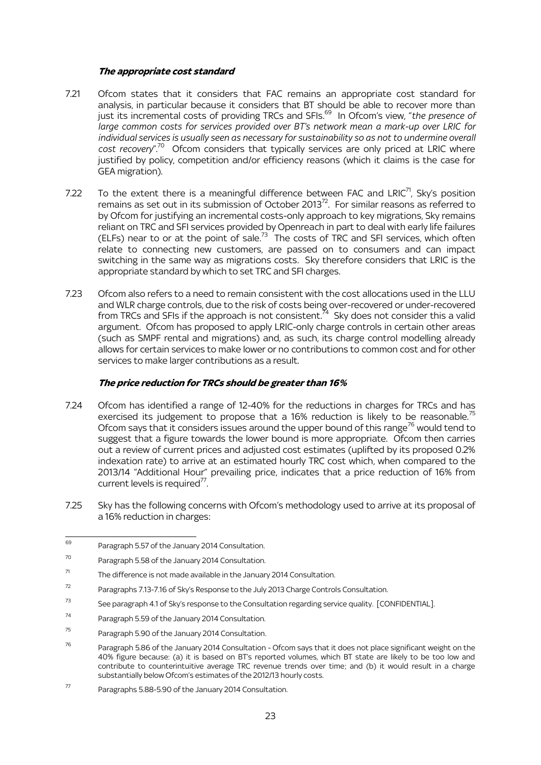### ***The appropriate cost standard***

7.21 Ofcom states that it considers that FAC remains an appropriate cost standard for analysis, in particular because it considers that BT should be able to recover more than just its incremental costs of providing TRCs and SFIs.[69] In Ofcom's view, "*the presence of large common costs for services provided over BT's network mean a mark-up over LRIC for individual services is usually seen as necessary for sustainability so as not to undermine overall cost recovery*".[70] Ofcom considers that typically services are only priced at LRIC where justified by policy, competition and/or efficiency reasons (which it claims is the case for GEA migration).

7.22 To the extent there is a meaningful difference between FAC and LRIC[71], Sky's position remains as set out in its submission of October 2013[72]. For similar reasons as referred to by Ofcom for justifying an incremental costs-only approach to key migrations, Sky remains reliant on TRC and SFI services provided by Openreach in part to deal with early life failures (ELFs) near to or at the point of sale.[73] The costs of TRC and SFI services, which often relate to connecting new customers, are passed on to consumers and can impact switching in the same way as migrations costs. Sky therefore considers that LRIC is the appropriate standard by which to set TRC and SFI charges.

7.23 Ofcom also refers to a need to remain consistent with the cost allocations used in the LLU and WLR charge controls, due to the risk of costs being over-recovered or under-recovered from TRCs and SFIs if the approach is not consistent.[74] Sky does not consider this a valid argument. Ofcom has proposed to apply LRIC-only charge controls in certain other areas (such as SMPF rental and migrations) and, as such, its charge control modelling already allows for certain services to make lower or no contributions to common cost and for other services to make larger contributions as a result.

### ***The price reduction for TRCs should be greater than 16%***

7.24 Ofcom has identified a range of 12-40% for the reductions in charges for TRCs and has exercised its judgement to propose that a 16% reduction is likely to be reasonable.[75] Ofcom says that it considers issues around the upper bound of this range[76] would tend to suggest that a figure towards the lower bound is more appropriate. Ofcom then carries out a review of current prices and adjusted cost estimates (uplifted by its proposed 0.2% indexation rate) to arrive at an estimated hourly TRC cost which, when compared to the 2013/14 "Additional Hour" prevailing price, indicates that a price reduction of 16% from current levels is required[77].

7.25 Sky has the following concerns with Ofcom's methodology used to arrive at its proposal of a 16% reduction in charges:

---

[69] Paragraph 5.57 of the January 2014 Consultation.

[70] Paragraph 5.58 of the January 2014 Consultation.

[71] The difference is not made available in the January 2014 Consultation.

[72] Paragraphs 7.13-7.16 of Sky's Response to the July 2013 Charge Controls Consultation.

[73] See paragraph 4.1 of Sky's response to the Consultation regarding service quality. [CONFIDENTIAL].

[74] Paragraph 5.59 of the January 2014 Consultation.

[75] Paragraph 5.90 of the January 2014 Consultation.

[76] Paragraph 5.86 of the January 2014 Consultation - Ofcom says that it does not place significant weight on the 40% figure because: (a) it is based on BT's reported volumes, which BT state are likely to be too low and contribute to counterintuitive average TRC revenue trends over time; and (b) it would result in a charge substantially below Ofcom's estimates of the 2012/13 hourly costs.

[77] Paragraphs 5.88-5.90 of the January 2014 Consultation.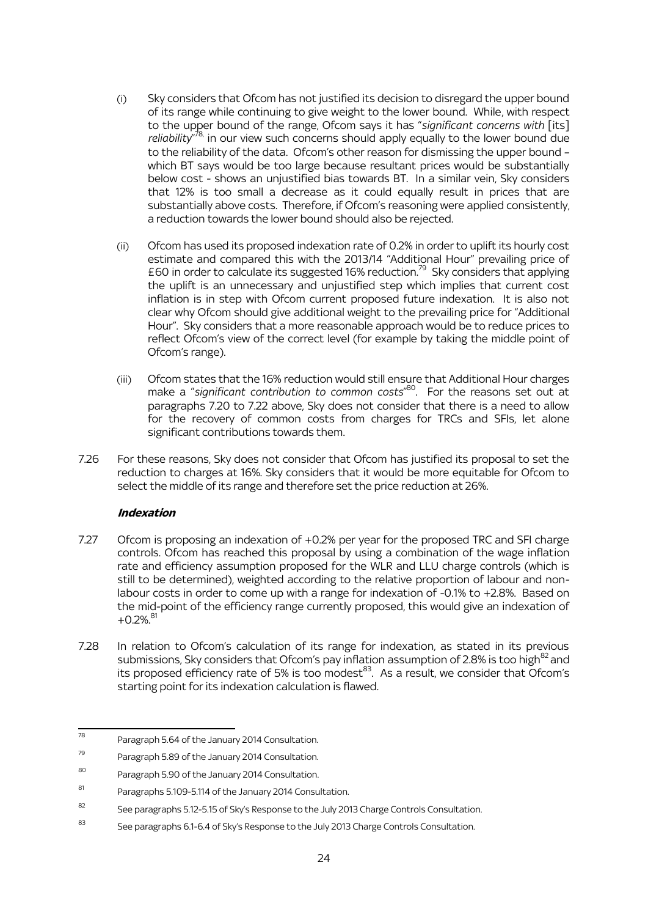(i) Sky considers that Ofcom has not justified its decision to disregard the upper bound of its range while continuing to give weight to the lower bound. While, with respect to the upper bound of the range, Ofcom says it has "*significant concerns with* [its] *reliability*"[78], in our view such concerns should apply equally to the lower bound due to the reliability of the data. Ofcom's other reason for dismissing the upper bound – which BT says would be too large because resultant prices would be substantially below cost - shows an unjustified bias towards BT. In a similar vein, Sky considers that 12% is too small a decrease as it could equally result in prices that are substantially above costs. Therefore, if Ofcom's reasoning were applied consistently, a reduction towards the lower bound should also be rejected.

(ii) Ofcom has used its proposed indexation rate of 0.2% in order to uplift its hourly cost estimate and compared this with the 2013/14 "Additional Hour" prevailing price of £60 in order to calculate its suggested 16% reduction.[79] Sky considers that applying the uplift is an unnecessary and unjustified step which implies that current cost inflation is in step with Ofcom current proposed future indexation. It is also not clear why Ofcom should give additional weight to the prevailing price for "Additional Hour". Sky considers that a more reasonable approach would be to reduce prices to reflect Ofcom's view of the correct level (for example by taking the middle point of Ofcom's range).

(iii) Ofcom states that the 16% reduction would still ensure that Additional Hour charges make a "*significant contribution to common costs*"[80]. For the reasons set out at paragraphs 7.20 to 7.22 above, Sky does not consider that there is a need to allow for the recovery of common costs from charges for TRCs and SFIs, let alone significant contributions towards them.

7.26 For these reasons, Sky does not consider that Ofcom has justified its proposal to set the reduction to charges at 16%. Sky considers that it would be more equitable for Ofcom to select the middle of its range and therefore set the price reduction at 26%.

#### ***Indexation***

7.27 Ofcom is proposing an indexation of +0.2% per year for the proposed TRC and SFI charge controls. Ofcom has reached this proposal by using a combination of the wage inflation rate and efficiency assumption proposed for the WLR and LLU charge controls (which is still to be determined), weighted according to the relative proportion of labour and non-labour costs in order to come up with a range for indexation of -0.1% to +2.8%. Based on the mid-point of the efficiency range currently proposed, this would give an indexation of +0.2%.[81]

7.28 In relation to Ofcom's calculation of its range for indexation, as stated in its previous submissions, Sky considers that Ofcom's pay inflation assumption of 2.8% is too high[82] and its proposed efficiency rate of 5% is too modest[83]. As a result, we consider that Ofcom's starting point for its indexation calculation is flawed.

---

[78] Paragraph 5.64 of the January 2014 Consultation.

[79] Paragraph 5.89 of the January 2014 Consultation.

[80] Paragraph 5.90 of the January 2014 Consultation.

[81] Paragraphs 5.109-5.114 of the January 2014 Consultation.

[82] See paragraphs 5.12-5.15 of Sky's Response to the July 2013 Charge Controls Consultation.

[83] See paragraphs 6.1-6.4 of Sky's Response to the July 2013 Charge Controls Consultation.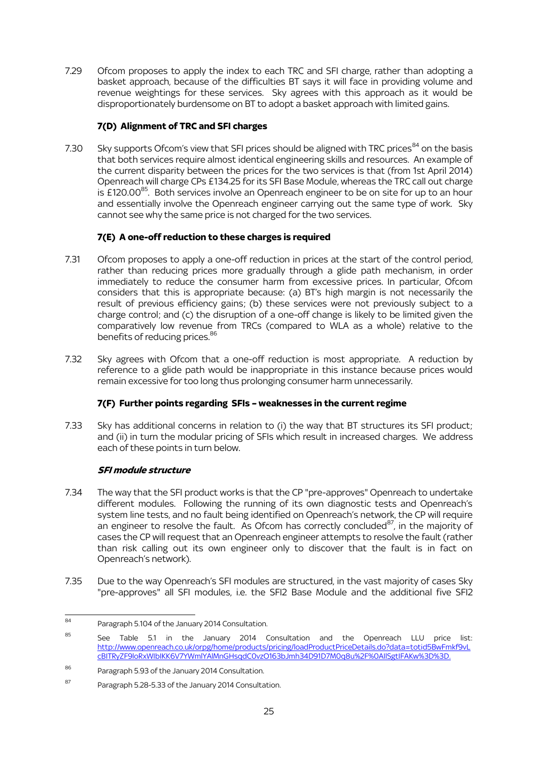7.29 Ofcom proposes to apply the index to each TRC and SFI charge, rather than adopting a basket approach, because of the difficulties BT says it will face in providing volume and revenue weightings for these services. Sky agrees with this approach as it would be disproportionately burdensome on BT to adopt a basket approach with limited gains.

### 7(D) Alignment of TRC and SFI charges

7.30 Sky supports Ofcom's view that SFI prices should be aligned with TRC prices[84] on the basis that both services require almost identical engineering skills and resources. An example of the current disparity between the prices for the two services is that (from 1st April 2014) Openreach will charge CPs £134.25 for its SFI Base Module, whereas the TRC call out charge is £120.00[85]. Both services involve an Openreach engineer to be on site for up to an hour and essentially involve the Openreach engineer carrying out the same type of work. Sky cannot see why the same price is not charged for the two services.

### 7(E) A one-off reduction to these charges is required

7.31 Ofcom proposes to apply a one-off reduction in prices at the start of the control period, rather than reducing prices more gradually through a glide path mechanism, in order immediately to reduce the consumer harm from excessive prices. In particular, Ofcom considers that this is appropriate because: (a) BT's high margin is not necessarily the result of previous efficiency gains; (b) these services were not previously subject to a charge control; and (c) the disruption of a one-off change is likely to be limited given the comparatively low revenue from TRCs (compared to WLA as a whole) relative to the benefits of reducing prices.[86]

7.32 Sky agrees with Ofcom that a one-off reduction is most appropriate. A reduction by reference to a glide path would be inappropriate in this instance because prices would remain excessive for too long thus prolonging consumer harm unnecessarily.

### 7(F) Further points regarding SFIs – weaknesses in the current regime

7.33 Sky has additional concerns in relation to (i) the way that BT structures its SFI product; and (ii) in turn the modular pricing of SFIs which result in increased charges. We address each of these points in turn below.

#### *SFI module structure*

7.34 The way that the SFI product works is that the CP "pre-approves" Openreach to undertake different modules. Following the running of its own diagnostic tests and Openreach's system line tests, and no fault being identified on Openreach's network, the CP will require an engineer to resolve the fault. As Ofcom has correctly concluded[87], in the majority of cases the CP will request that an Openreach engineer attempts to resolve the fault (rather than risk calling out its own engineer only to discover that the fault is in fact on Openreach's network).

7.35 Due to the way Openreach's SFI modules are structured, in the vast majority of cases Sky "pre-approves" all SFI modules, i.e. the SFI2 Base Module and the additional five SFI2

---

[84] Paragraph 5.104 of the January 2014 Consultation.

[85] See Table 5.1 in the January 2014 Consultation and the Openreach LLU price list: http://www.openreach.co.uk/orpg/home/products/pricing/loadProductPriceDetails.do?data=totid5BwFmkf9vLcBITRyZF9loRxWlbIKK6V7YWmlYAlMnGHsqdC0vzO163bJmh34D91D7M0q8u%2F%0AIlSgtIFAKw%3D%3D.

[86] Paragraph 5.93 of the January 2014 Consultation.

[87] Paragraph 5.28-5.33 of the January 2014 Consultation.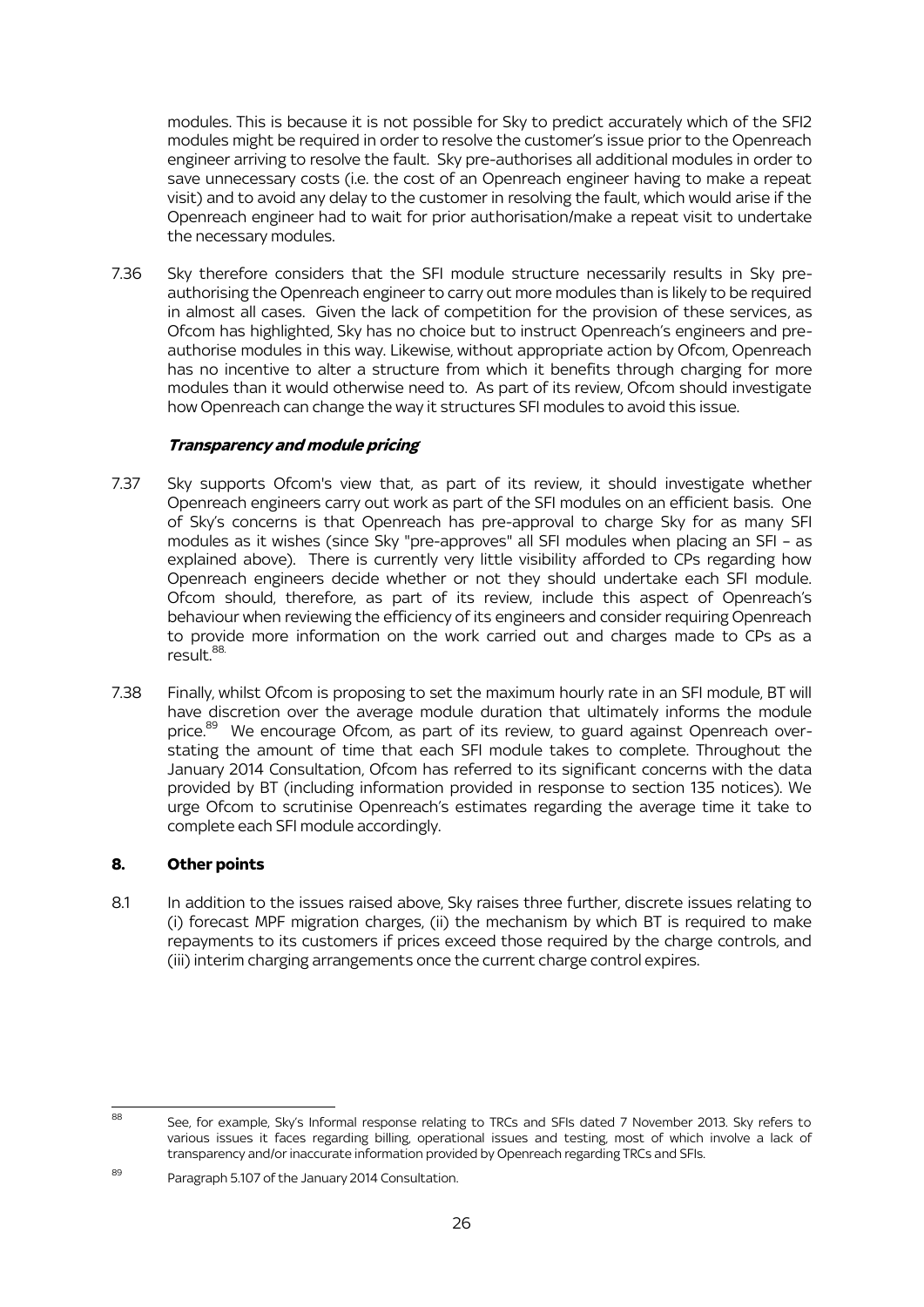modules. This is because it is not possible for Sky to predict accurately which of the SFI2 modules might be required in order to resolve the customer's issue prior to the Openreach engineer arriving to resolve the fault. Sky pre-authorises all additional modules in order to save unnecessary costs (i.e. the cost of an Openreach engineer having to make a repeat visit) and to avoid any delay to the customer in resolving the fault, which would arise if the Openreach engineer had to wait for prior authorisation/make a repeat visit to undertake the necessary modules.

7.36 Sky therefore considers that the SFI module structure necessarily results in Sky pre-authorising the Openreach engineer to carry out more modules than is likely to be required in almost all cases. Given the lack of competition for the provision of these services, as Ofcom has highlighted, Sky has no choice but to instruct Openreach's engineers and pre-authorise modules in this way. Likewise, without appropriate action by Ofcom, Openreach has no incentive to alter a structure from which it benefits through charging for more modules than it would otherwise need to. As part of its review, Ofcom should investigate how Openreach can change the way it structures SFI modules to avoid this issue.

***Transparency and module pricing***

7.37 Sky supports Ofcom's view that, as part of its review, it should investigate whether Openreach engineers carry out work as part of the SFI modules on an efficient basis. One of Sky's concerns is that Openreach has pre-approval to charge Sky for as many SFI modules as it wishes (since Sky "pre-approves" all SFI modules when placing an SFI – as explained above). There is currently very little visibility afforded to CPs regarding how Openreach engineers decide whether or not they should undertake each SFI module. Ofcom should, therefore, as part of its review, include this aspect of Openreach's behaviour when reviewing the efficiency of its engineers and consider requiring Openreach to provide more information on the work carried out and charges made to CPs as a result.[88]

7.38 Finally, whilst Ofcom is proposing to set the maximum hourly rate in an SFI module, BT will have discretion over the average module duration that ultimately informs the module price.[89] We encourage Ofcom, as part of its review, to guard against Openreach over-stating the amount of time that each SFI module takes to complete. Throughout the January 2014 Consultation, Ofcom has referred to its significant concerns with the data provided by BT (including information provided in response to section 135 notices). We urge Ofcom to scrutinise Openreach's estimates regarding the average time it take to complete each SFI module accordingly.

## 8. Other points

8.1 In addition to the issues raised above, Sky raises three further, discrete issues relating to (i) forecast MPF migration charges, (ii) the mechanism by which BT is required to make repayments to its customers if prices exceed those required by the charge controls, and (iii) interim charging arrangements once the current charge control expires.

---

[88] See, for example, Sky's Informal response relating to TRCs and SFIs dated 7 November 2013. Sky refers to various issues it faces regarding billing, operational issues and testing, most of which involve a lack of transparency and/or inaccurate information provided by Openreach regarding TRCs and SFIs.

[89] Paragraph 5.107 of the January 2014 Consultation.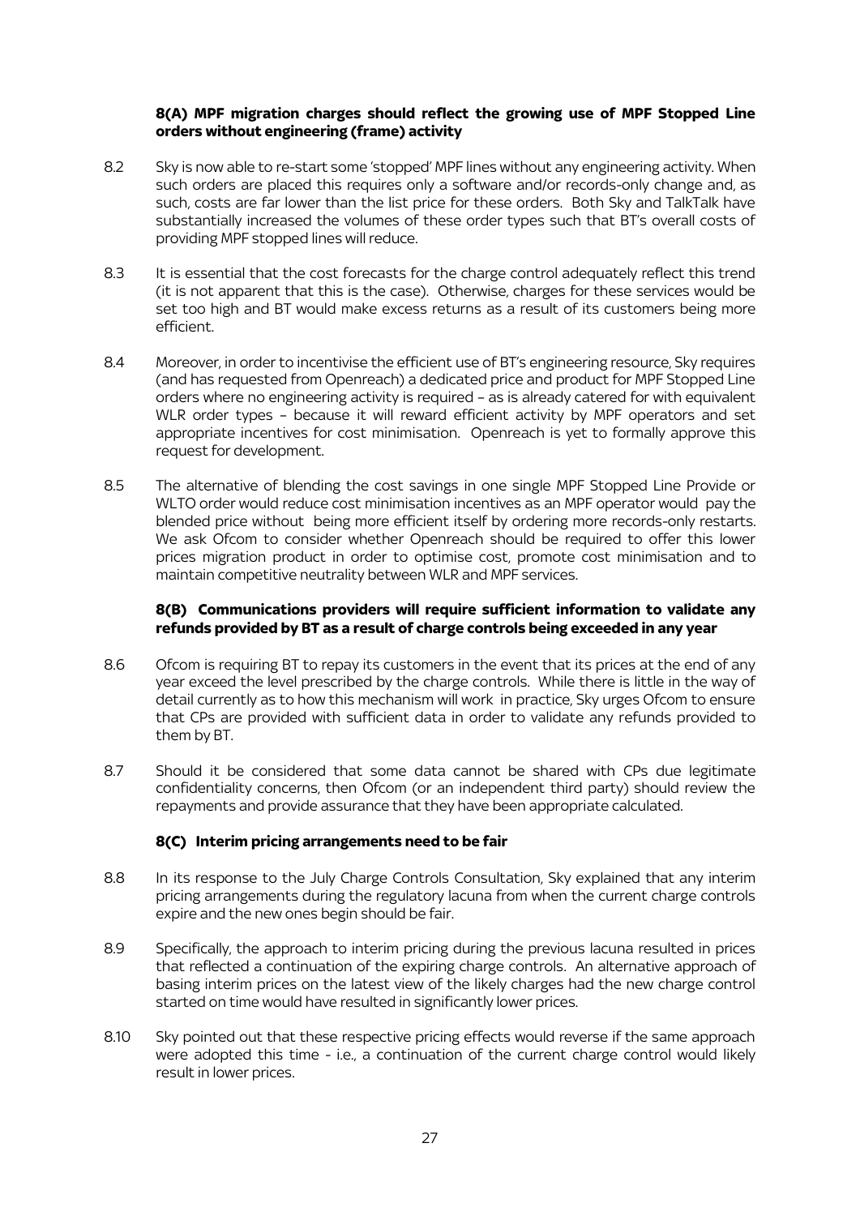### 8(A) MPF migration charges should reflect the growing use of MPF Stopped Line orders without engineering (frame) activity

8.2 Sky is now able to re-start some 'stopped' MPF lines without any engineering activity. When such orders are placed this requires only a software and/or records-only change and, as such, costs are far lower than the list price for these orders. Both Sky and TalkTalk have substantially increased the volumes of these order types such that BT's overall costs of providing MPF stopped lines will reduce.

8.3 It is essential that the cost forecasts for the charge control adequately reflect this trend (it is not apparent that this is the case). Otherwise, charges for these services would be set too high and BT would make excess returns as a result of its customers being more efficient.

8.4 Moreover, in order to incentivise the efficient use of BT's engineering resource, Sky requires (and has requested from Openreach) a dedicated price and product for MPF Stopped Line orders where no engineering activity is required – as is already catered for with equivalent WLR order types – because it will reward efficient activity by MPF operators and set appropriate incentives for cost minimisation. Openreach is yet to formally approve this request for development.

8.5 The alternative of blending the cost savings in one single MPF Stopped Line Provide or WLTO order would reduce cost minimisation incentives as an MPF operator would pay the blended price without being more efficient itself by ordering more records-only restarts. We ask Ofcom to consider whether Openreach should be required to offer this lower prices migration product in order to optimise cost, promote cost minimisation and to maintain competitive neutrality between WLR and MPF services.

### 8(B) Communications providers will require sufficient information to validate any refunds provided by BT as a result of charge controls being exceeded in any year

8.6 Ofcom is requiring BT to repay its customers in the event that its prices at the end of any year exceed the level prescribed by the charge controls. While there is little in the way of detail currently as to how this mechanism will work in practice, Sky urges Ofcom to ensure that CPs are provided with sufficient data in order to validate any refunds provided to them by BT.

8.7 Should it be considered that some data cannot be shared with CPs due legitimate confidentiality concerns, then Ofcom (or an independent third party) should review the repayments and provide assurance that they have been appropriate calculated.

### 8(C) Interim pricing arrangements need to be fair

8.8 In its response to the July Charge Controls Consultation, Sky explained that any interim pricing arrangements during the regulatory lacuna from when the current charge controls expire and the new ones begin should be fair.

8.9 Specifically, the approach to interim pricing during the previous lacuna resulted in prices that reflected a continuation of the expiring charge controls. An alternative approach of basing interim prices on the latest view of the likely charges had the new charge control started on time would have resulted in significantly lower prices.

8.10 Sky pointed out that these respective pricing effects would reverse if the same approach were adopted this time - i.e., a continuation of the current charge control would likely result in lower prices.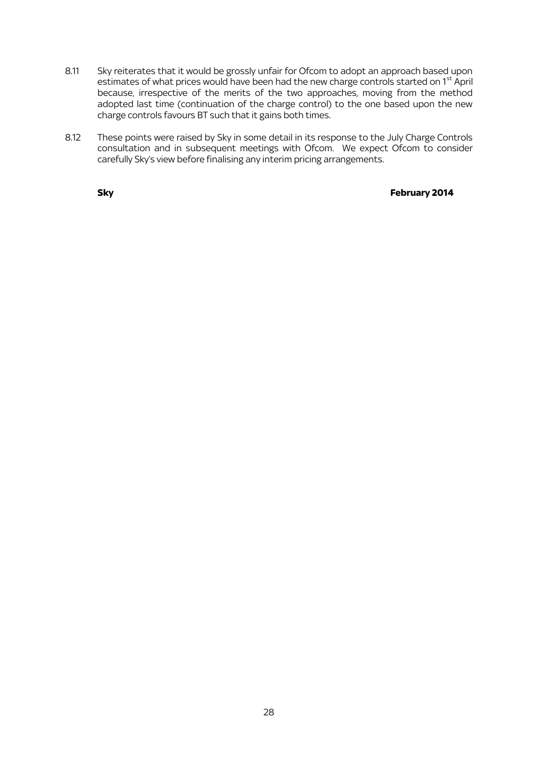8.11 Sky reiterates that it would be grossly unfair for Ofcom to adopt an approach based upon estimates of what prices would have been had the new charge controls started on 1st April because, irrespective of the merits of the two approaches, moving from the method adopted last time (continuation of the charge control) to the one based upon the new charge controls favours BT such that it gains both times.

8.12 These points were raised by Sky in some detail in its response to the July Charge Controls consultation and in subsequent meetings with Ofcom. We expect Ofcom to consider carefully Sky's view before finalising any interim pricing arrangements.

**Sky** **February 2014**